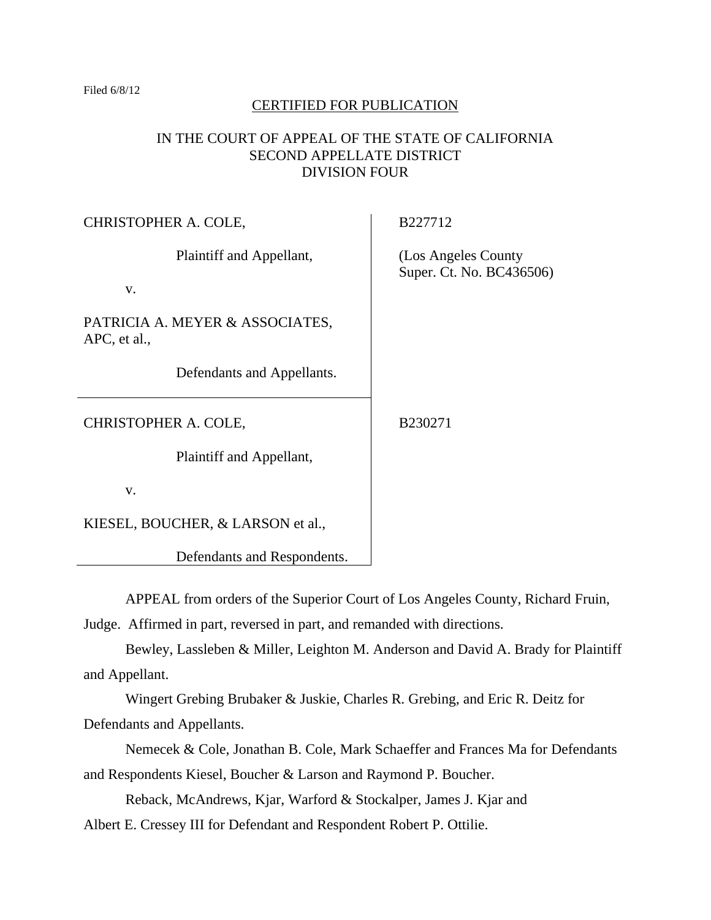Filed 6/8/12

CERTIFIED FOR PUBLICATION

IN THE COURT OF APPEAL OF THE STATE OF CALIFORNIA
SECOND APPELLATE DISTRICT
DIVISION FOUR

| | |
|---|---|
| CHRISTOPHER A. COLE,<br><br>Plaintiff and Appellant,<br><br>v.<br><br>PATRICIA A. MEYER & ASSOCIATES, APC, et al.,<br><br>Defendants and Appellants. | B227712<br><br>(Los Angeles County Super. Ct. No. BC436506) |
| CHRISTOPHER A. COLE,<br><br>Plaintiff and Appellant,<br><br>v.<br><br>KIESEL, BOUCHER, & LARSON et al.,<br><br>Defendants and Respondents. | B230271 |

APPEAL from orders of the Superior Court of Los Angeles County, Richard Fruin, Judge. Affirmed in part, reversed in part, and remanded with directions.

Bewley, Lassleben & Miller, Leighton M. Anderson and David A. Brady for Plaintiff and Appellant.

Wingert Grebing Brubaker & Juskie, Charles R. Grebing, and Eric R. Deitz for Defendants and Appellants.

Nemecek & Cole, Jonathan B. Cole, Mark Schaeffer and Frances Ma for Defendants and Respondents Kiesel, Boucher & Larson and Raymond P. Boucher.

Reback, McAndrews, Kjar, Warford & Stockalper, James J. Kjar and Albert E. Cressey III for Defendant and Respondent Robert P. Ottilie.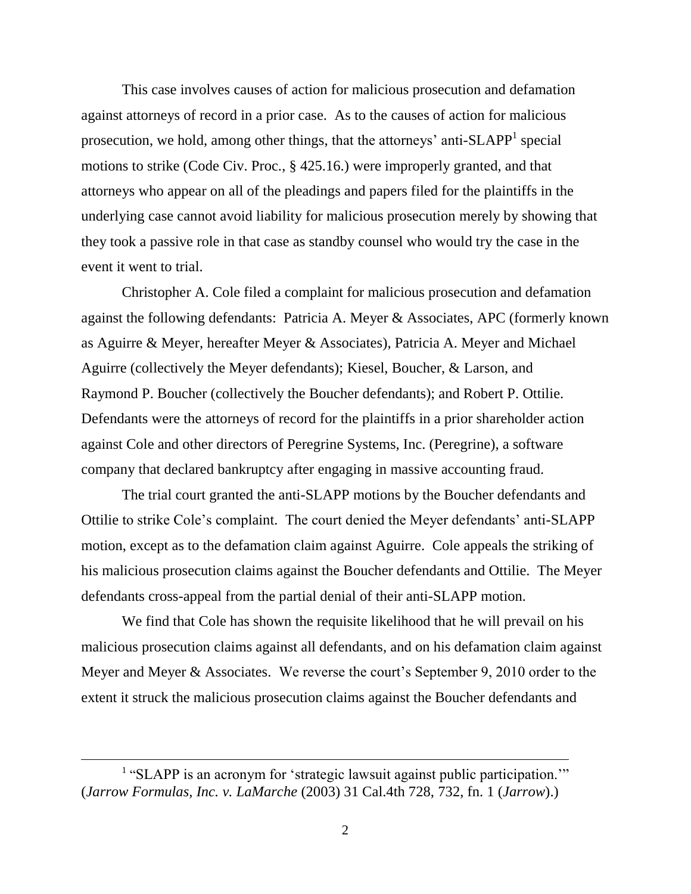This case involves causes of action for malicious prosecution and defamation against attorneys of record in a prior case. As to the causes of action for malicious prosecution, we hold, among other things, that the attorneys' anti-SLAPP[1] special motions to strike (Code Civ. Proc., § 425.16.) were improperly granted, and that attorneys who appear on all of the pleadings and papers filed for the plaintiffs in the underlying case cannot avoid liability for malicious prosecution merely by showing that they took a passive role in that case as standby counsel who would try the case in the event it went to trial.

Christopher A. Cole filed a complaint for malicious prosecution and defamation against the following defendants: Patricia A. Meyer & Associates, APC (formerly known as Aguirre & Meyer, hereafter Meyer & Associates), Patricia A. Meyer and Michael Aguirre (collectively the Meyer defendants); Kiesel, Boucher, & Larson, and Raymond P. Boucher (collectively the Boucher defendants); and Robert P. Ottilie. Defendants were the attorneys of record for the plaintiffs in a prior shareholder action against Cole and other directors of Peregrine Systems, Inc. (Peregrine), a software company that declared bankruptcy after engaging in massive accounting fraud.

The trial court granted the anti-SLAPP motions by the Boucher defendants and Ottilie to strike Cole's complaint. The court denied the Meyer defendants' anti-SLAPP motion, except as to the defamation claim against Aguirre. Cole appeals the striking of his malicious prosecution claims against the Boucher defendants and Ottilie. The Meyer defendants cross-appeal from the partial denial of their anti-SLAPP motion.

We find that Cole has shown the requisite likelihood that he will prevail on his malicious prosecution claims against all defendants, and on his defamation claim against Meyer and Meyer & Associates. We reverse the court's September 9, 2010 order to the extent it struck the malicious prosecution claims against the Boucher defendants and

[1] "SLAPP is an acronym for 'strategic lawsuit against public participation.'" (*Jarrow Formulas, Inc. v. LaMarche* (2003) 31 Cal.4th 728, 732, fn. 1 (*Jarrow*).)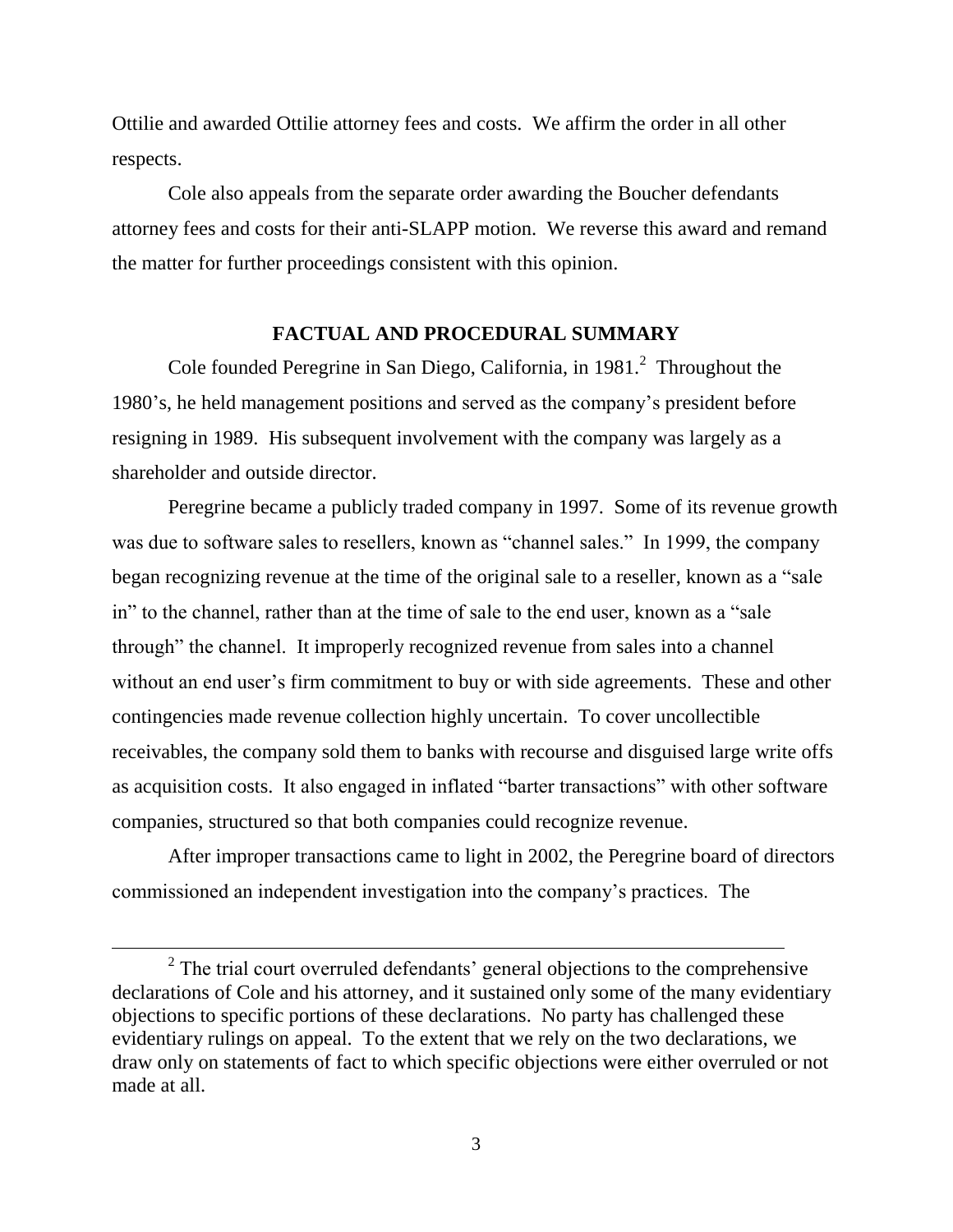Ottilie and awarded Ottilie attorney fees and costs. We affirm the order in all other respects.

Cole also appeals from the separate order awarding the Boucher defendants attorney fees and costs for their anti-SLAPP motion. We reverse this award and remand the matter for further proceedings consistent with this opinion.

## FACTUAL AND PROCEDURAL SUMMARY

Cole founded Peregrine in San Diego, California, in 1981.[2] Throughout the 1980's, he held management positions and served as the company's president before resigning in 1989. His subsequent involvement with the company was largely as a shareholder and outside director.

Peregrine became a publicly traded company in 1997. Some of its revenue growth was due to software sales to resellers, known as "channel sales." In 1999, the company began recognizing revenue at the time of the original sale to a reseller, known as a "sale in" to the channel, rather than at the time of sale to the end user, known as a "sale through" the channel. It improperly recognized revenue from sales into a channel without an end user's firm commitment to buy or with side agreements. These and other contingencies made revenue collection highly uncertain. To cover uncollectible receivables, the company sold them to banks with recourse and disguised large write offs as acquisition costs. It also engaged in inflated "barter transactions" with other software companies, structured so that both companies could recognize revenue.

After improper transactions came to light in 2002, the Peregrine board of directors commissioned an independent investigation into the company's practices. The

[2] The trial court overruled defendants' general objections to the comprehensive declarations of Cole and his attorney, and it sustained only some of the many evidentiary objections to specific portions of these declarations. No party has challenged these evidentiary rulings on appeal. To the extent that we rely on the two declarations, we draw only on statements of fact to which specific objections were either overruled or not made at all.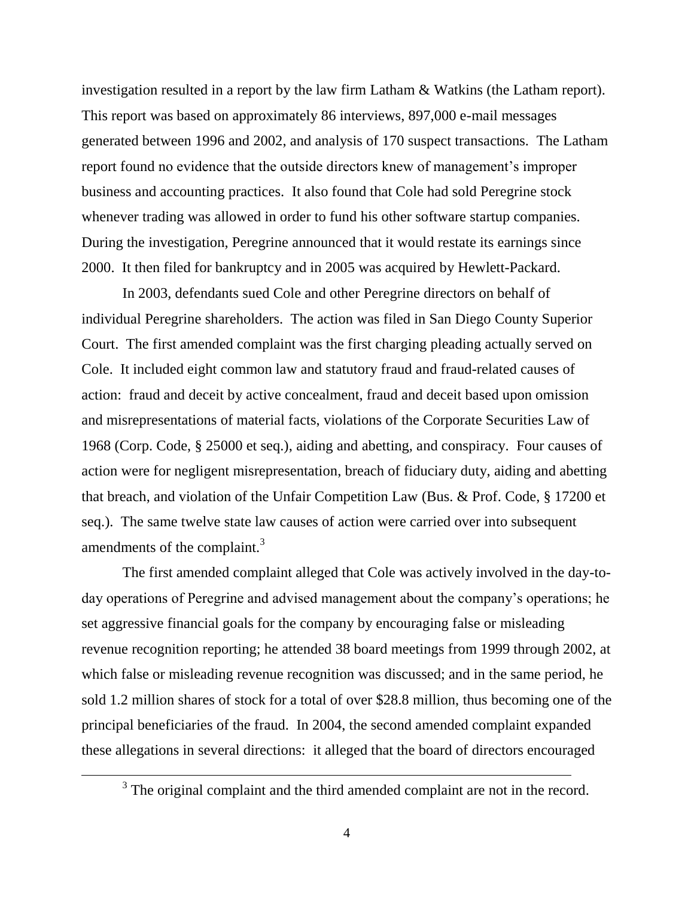investigation resulted in a report by the law firm Latham & Watkins (the Latham report). This report was based on approximately 86 interviews, 897,000 e-mail messages generated between 1996 and 2002, and analysis of 170 suspect transactions. The Latham report found no evidence that the outside directors knew of management's improper business and accounting practices. It also found that Cole had sold Peregrine stock whenever trading was allowed in order to fund his other software startup companies. During the investigation, Peregrine announced that it would restate its earnings since 2000. It then filed for bankruptcy and in 2005 was acquired by Hewlett-Packard.

In 2003, defendants sued Cole and other Peregrine directors on behalf of individual Peregrine shareholders. The action was filed in San Diego County Superior Court. The first amended complaint was the first charging pleading actually served on Cole. It included eight common law and statutory fraud and fraud-related causes of action: fraud and deceit by active concealment, fraud and deceit based upon omission and misrepresentations of material facts, violations of the Corporate Securities Law of 1968 (Corp. Code, § 25000 et seq.), aiding and abetting, and conspiracy. Four causes of action were for negligent misrepresentation, breach of fiduciary duty, aiding and abetting that breach, and violation of the Unfair Competition Law (Bus. & Prof. Code, § 17200 et seq.). The same twelve state law causes of action were carried over into subsequent amendments of the complaint.[3]

The first amended complaint alleged that Cole was actively involved in the day-to-day operations of Peregrine and advised management about the company's operations; he set aggressive financial goals for the company by encouraging false or misleading revenue recognition reporting; he attended 38 board meetings from 1999 through 2002, at which false or misleading revenue recognition was discussed; and in the same period, he sold 1.2 million shares of stock for a total of over $28.8 million, thus becoming one of the principal beneficiaries of the fraud. In 2004, the second amended complaint expanded these allegations in several directions: it alleged that the board of directors encouraged

[3] The original complaint and the third amended complaint are not in the record.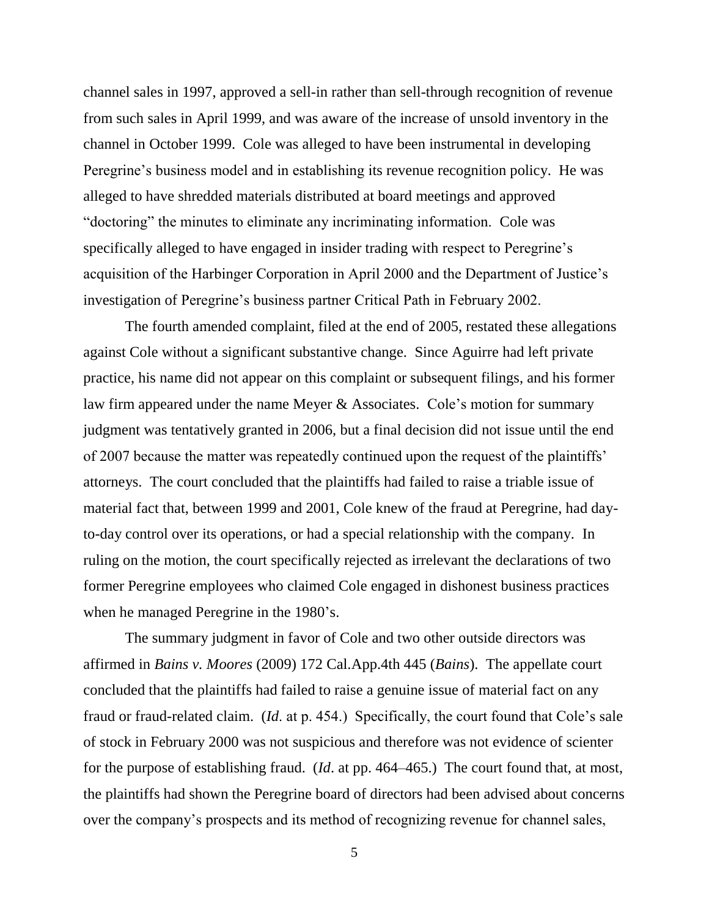channel sales in 1997, approved a sell-in rather than sell-through recognition of revenue from such sales in April 1999, and was aware of the increase of unsold inventory in the channel in October 1999. Cole was alleged to have been instrumental in developing Peregrine's business model and in establishing its revenue recognition policy. He was alleged to have shredded materials distributed at board meetings and approved "doctoring" the minutes to eliminate any incriminating information. Cole was specifically alleged to have engaged in insider trading with respect to Peregrine's acquisition of the Harbinger Corporation in April 2000 and the Department of Justice's investigation of Peregrine's business partner Critical Path in February 2002.

The fourth amended complaint, filed at the end of 2005, restated these allegations against Cole without a significant substantive change. Since Aguirre had left private practice, his name did not appear on this complaint or subsequent filings, and his former law firm appeared under the name Meyer & Associates. Cole's motion for summary judgment was tentatively granted in 2006, but a final decision did not issue until the end of 2007 because the matter was repeatedly continued upon the request of the plaintiffs' attorneys. The court concluded that the plaintiffs had failed to raise a triable issue of material fact that, between 1999 and 2001, Cole knew of the fraud at Peregrine, had day-to-day control over its operations, or had a special relationship with the company. In ruling on the motion, the court specifically rejected as irrelevant the declarations of two former Peregrine employees who claimed Cole engaged in dishonest business practices when he managed Peregrine in the 1980's.

The summary judgment in favor of Cole and two other outside directors was affirmed in *Bains v. Moores* (2009) 172 Cal.App.4th 445 (*Bains*). The appellate court concluded that the plaintiffs had failed to raise a genuine issue of material fact on any fraud or fraud-related claim. (*Id*. at p. 454.) Specifically, the court found that Cole's sale of stock in February 2000 was not suspicious and therefore was not evidence of scienter for the purpose of establishing fraud. (*Id*. at pp. 464–465.) The court found that, at most, the plaintiffs had shown the Peregrine board of directors had been advised about concerns over the company's prospects and its method of recognizing revenue for channel sales,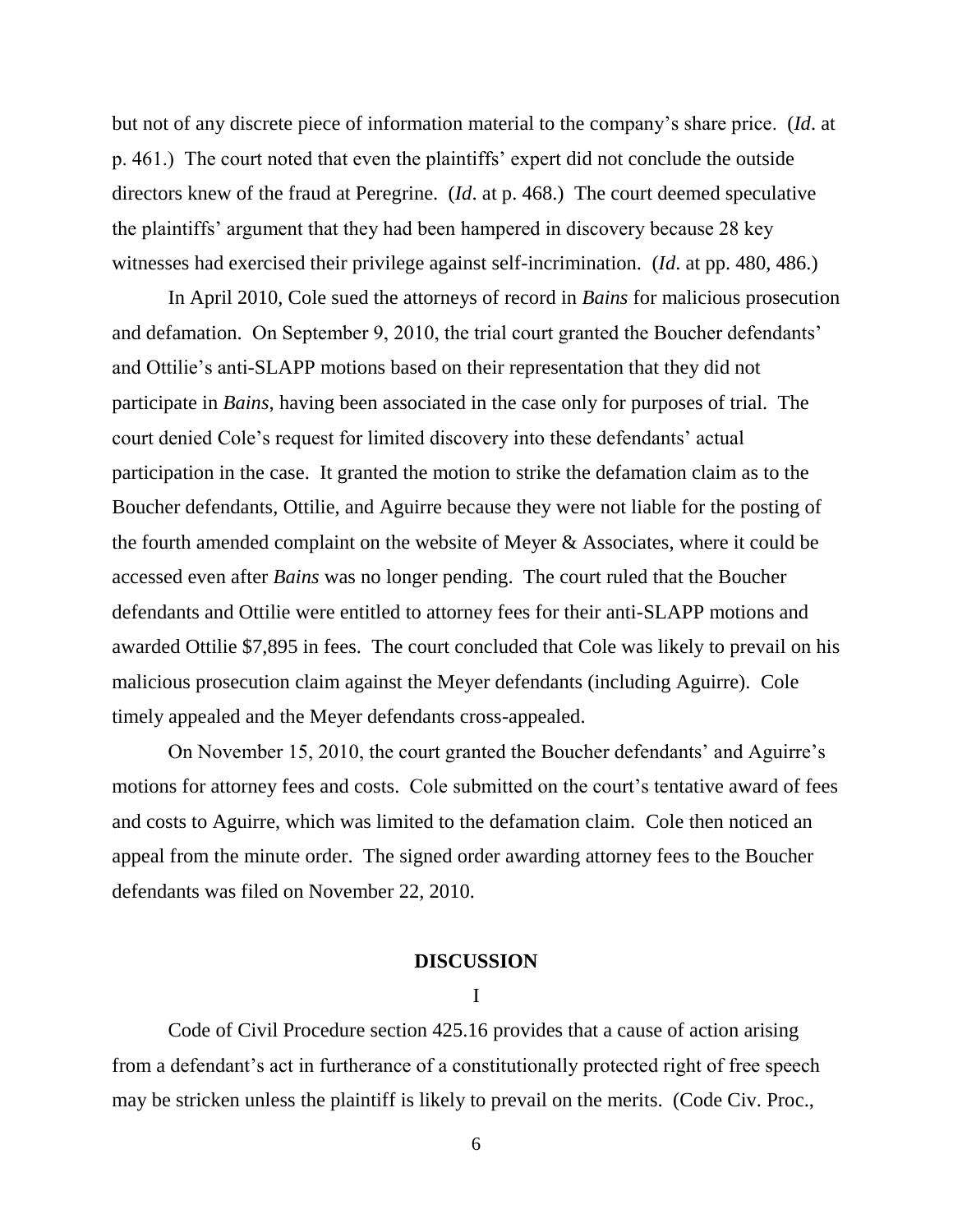but not of any discrete piece of information material to the company's share price. (*Id*. at p. 461.) The court noted that even the plaintiffs' expert did not conclude the outside directors knew of the fraud at Peregrine. (*Id*. at p. 468.) The court deemed speculative the plaintiffs' argument that they had been hampered in discovery because 28 key witnesses had exercised their privilege against self-incrimination. (*Id*. at pp. 480, 486.)

In April 2010, Cole sued the attorneys of record in *Bains* for malicious prosecution and defamation. On September 9, 2010, the trial court granted the Boucher defendants' and Ottilie's anti-SLAPP motions based on their representation that they did not participate in *Bains*, having been associated in the case only for purposes of trial. The court denied Cole's request for limited discovery into these defendants' actual participation in the case. It granted the motion to strike the defamation claim as to the Boucher defendants, Ottilie, and Aguirre because they were not liable for the posting of the fourth amended complaint on the website of Meyer & Associates, where it could be accessed even after *Bains* was no longer pending. The court ruled that the Boucher defendants and Ottilie were entitled to attorney fees for their anti-SLAPP motions and awarded Ottilie $7,895 in fees. The court concluded that Cole was likely to prevail on his malicious prosecution claim against the Meyer defendants (including Aguirre). Cole timely appealed and the Meyer defendants cross-appealed.

On November 15, 2010, the court granted the Boucher defendants' and Aguirre's motions for attorney fees and costs. Cole submitted on the court's tentative award of fees and costs to Aguirre, which was limited to the defamation claim. Cole then noticed an appeal from the minute order. The signed order awarding attorney fees to the Boucher defendants was filed on November 22, 2010.

## DISCUSSION

### I

Code of Civil Procedure section 425.16 provides that a cause of action arising from a defendant's act in furtherance of a constitutionally protected right of free speech may be stricken unless the plaintiff is likely to prevail on the merits. (Code Civ. Proc.,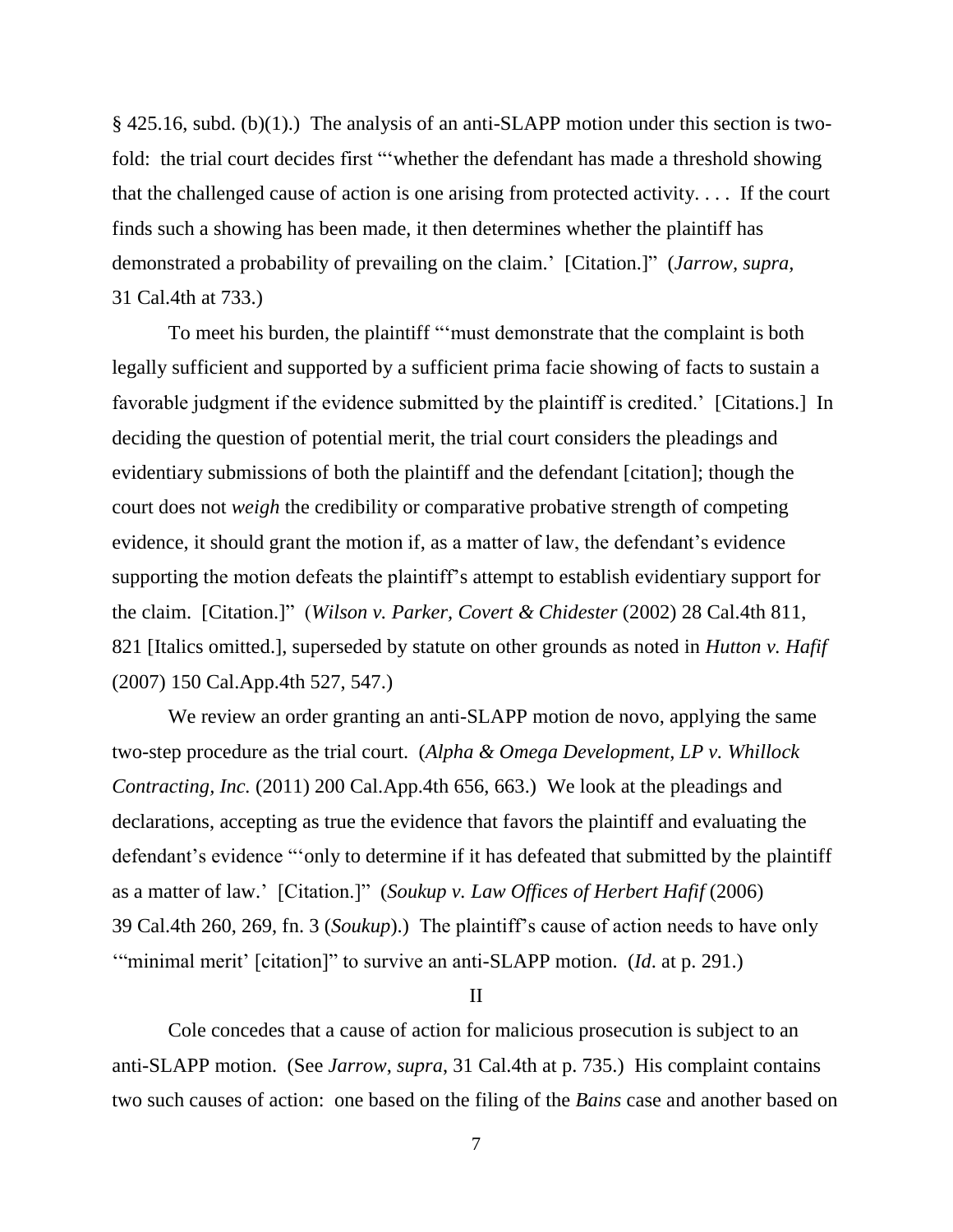§ 425.16, subd. (b)(1).) The analysis of an anti-SLAPP motion under this section is two-fold: the trial court decides first "'whether the defendant has made a threshold showing that the challenged cause of action is one arising from protected activity. . . . If the court finds such a showing has been made, it then determines whether the plaintiff has demonstrated a probability of prevailing on the claim.' [Citation.]" (*Jarrow, supra,* 31 Cal.4th at 733.)

To meet his burden, the plaintiff "'must demonstrate that the complaint is both legally sufficient and supported by a sufficient prima facie showing of facts to sustain a favorable judgment if the evidence submitted by the plaintiff is credited.' [Citations.] In deciding the question of potential merit, the trial court considers the pleadings and evidentiary submissions of both the plaintiff and the defendant [citation]; though the court does not *weigh* the credibility or comparative probative strength of competing evidence, it should grant the motion if, as a matter of law, the defendant's evidence supporting the motion defeats the plaintiff's attempt to establish evidentiary support for the claim. [Citation.]" (*Wilson v. Parker, Covert & Chidester* (2002) 28 Cal.4th 811, 821 [Italics omitted.], superseded by statute on other grounds as noted in *Hutton v. Hafif* (2007) 150 Cal.App.4th 527, 547.)

We review an order granting an anti-SLAPP motion de novo, applying the same two-step procedure as the trial court. (*Alpha & Omega Development, LP v. Whillock Contracting, Inc.* (2011) 200 Cal.App.4th 656, 663.) We look at the pleadings and declarations, accepting as true the evidence that favors the plaintiff and evaluating the defendant's evidence "'only to determine if it has defeated that submitted by the plaintiff as a matter of law.' [Citation.]" (*Soukup v. Law Offices of Herbert Hafif* (2006) 39 Cal.4th 260, 269, fn. 3 (*Soukup*).) The plaintiff's cause of action needs to have only "'minimal merit' [citation]" to survive an anti-SLAPP motion. (*Id*. at p. 291.)

II

Cole concedes that a cause of action for malicious prosecution is subject to an anti-SLAPP motion. (See *Jarrow*, *supra*, 31 Cal.4th at p. 735.) His complaint contains two such causes of action: one based on the filing of the *Bains* case and another based on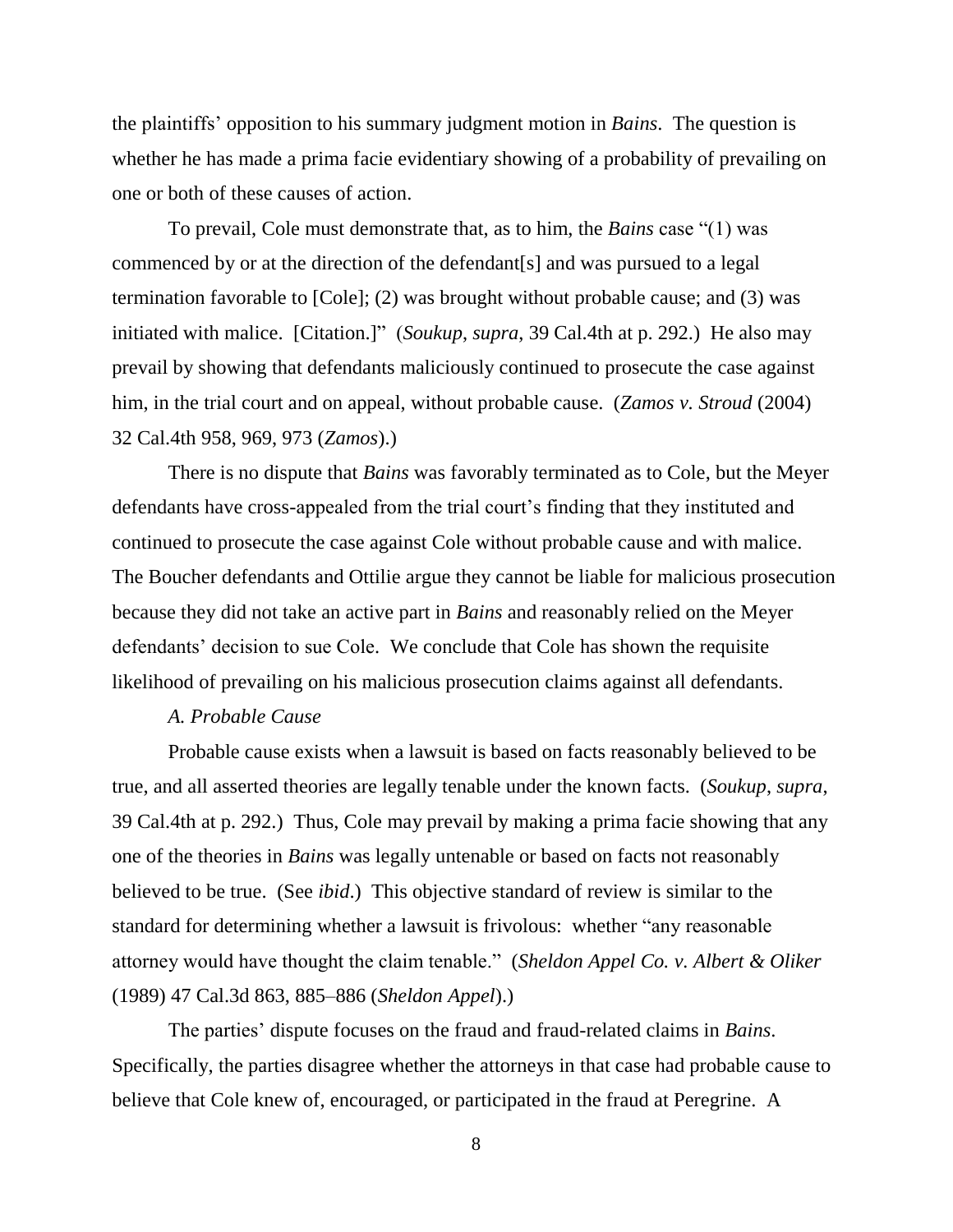the plaintiffs' opposition to his summary judgment motion in *Bains*. The question is whether he has made a prima facie evidentiary showing of a probability of prevailing on one or both of these causes of action.

To prevail, Cole must demonstrate that, as to him, the *Bains* case "(1) was commenced by or at the direction of the defendant[s] and was pursued to a legal termination favorable to [Cole]; (2) was brought without probable cause; and (3) was initiated with malice. [Citation.]" (*Soukup*, *supra*, 39 Cal.4th at p. 292.) He also may prevail by showing that defendants maliciously continued to prosecute the case against him, in the trial court and on appeal, without probable cause. (*Zamos v. Stroud* (2004) 32 Cal.4th 958, 969, 973 (*Zamos*).)

There is no dispute that *Bains* was favorably terminated as to Cole, but the Meyer defendants have cross-appealed from the trial court's finding that they instituted and continued to prosecute the case against Cole without probable cause and with malice. The Boucher defendants and Ottilie argue they cannot be liable for malicious prosecution because they did not take an active part in *Bains* and reasonably relied on the Meyer defendants' decision to sue Cole. We conclude that Cole has shown the requisite likelihood of prevailing on his malicious prosecution claims against all defendants.

*A. Probable Cause*

Probable cause exists when a lawsuit is based on facts reasonably believed to be true, and all asserted theories are legally tenable under the known facts. (*Soukup*, *supra*, 39 Cal.4th at p. 292.) Thus, Cole may prevail by making a prima facie showing that any one of the theories in *Bains* was legally untenable or based on facts not reasonably believed to be true. (See *ibid*.) This objective standard of review is similar to the standard for determining whether a lawsuit is frivolous: whether "any reasonable attorney would have thought the claim tenable." (*Sheldon Appel Co. v. Albert & Oliker* (1989) 47 Cal.3d 863, 885–886 (*Sheldon Appel*).)

The parties' dispute focuses on the fraud and fraud-related claims in *Bains*. Specifically, the parties disagree whether the attorneys in that case had probable cause to believe that Cole knew of, encouraged, or participated in the fraud at Peregrine. A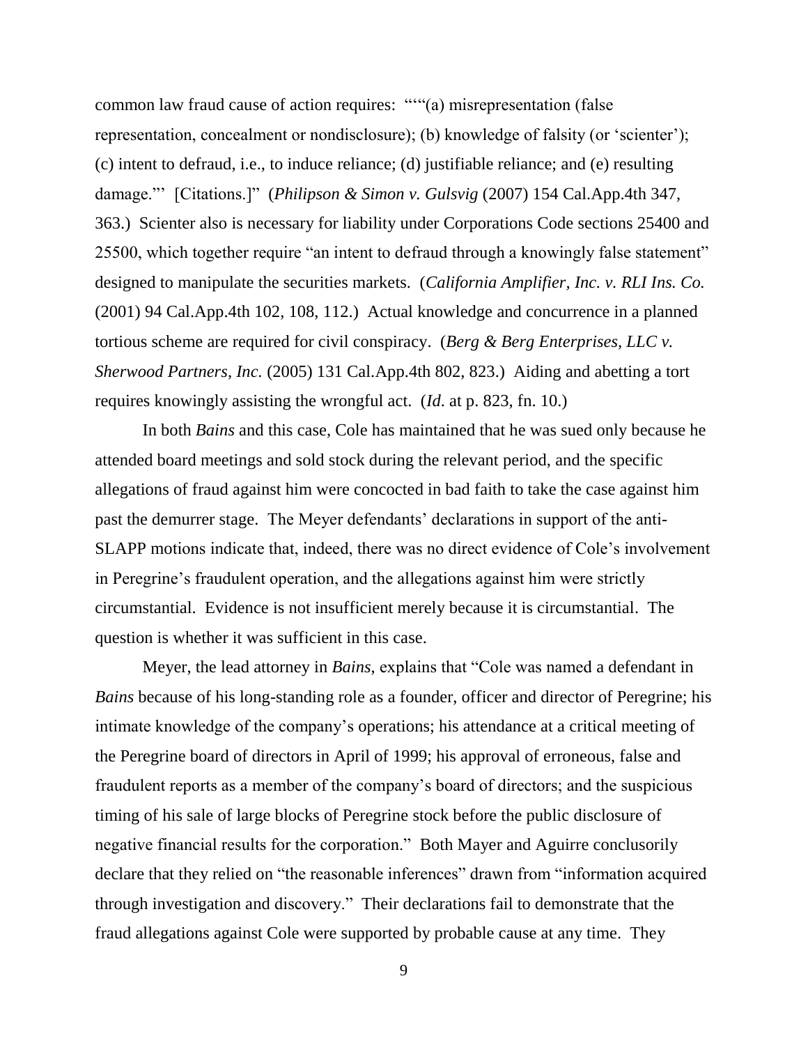common law fraud cause of action requires: “““(a) misrepresentation (false representation, concealment or nondisclosure); (b) knowledge of falsity (or ‘scienter’); (c) intent to defraud, i.e., to induce reliance; (d) justifiable reliance; and (e) resulting damage.”’ [Citations.]” (*Philipson & Simon v. Gulsvig* (2007) 154 Cal.App.4th 347, 363.) Scienter also is necessary for liability under Corporations Code sections 25400 and 25500, which together require “an intent to defraud through a knowingly false statement” designed to manipulate the securities markets. (*California Amplifier, Inc. v. RLI Ins. Co.* (2001) 94 Cal.App.4th 102, 108, 112.) Actual knowledge and concurrence in a planned tortious scheme are required for civil conspiracy. (*Berg & Berg Enterprises, LLC v. Sherwood Partners, Inc.* (2005) 131 Cal.App.4th 802, 823.) Aiding and abetting a tort requires knowingly assisting the wrongful act. (*Id*. at p. 823, fn. 10.)

In both *Bains* and this case, Cole has maintained that he was sued only because he attended board meetings and sold stock during the relevant period, and the specific allegations of fraud against him were concocted in bad faith to take the case against him past the demurrer stage. The Meyer defendants’ declarations in support of the anti-SLAPP motions indicate that, indeed, there was no direct evidence of Cole’s involvement in Peregrine’s fraudulent operation, and the allegations against him were strictly circumstantial. Evidence is not insufficient merely because it is circumstantial. The question is whether it was sufficient in this case.

Meyer, the lead attorney in *Bains*, explains that “Cole was named a defendant in *Bains* because of his long-standing role as a founder, officer and director of Peregrine; his intimate knowledge of the company’s operations; his attendance at a critical meeting of the Peregrine board of directors in April of 1999; his approval of erroneous, false and fraudulent reports as a member of the company’s board of directors; and the suspicious timing of his sale of large blocks of Peregrine stock before the public disclosure of negative financial results for the corporation.” Both Mayer and Aguirre conclusorily declare that they relied on “the reasonable inferences” drawn from “information acquired through investigation and discovery.” Their declarations fail to demonstrate that the fraud allegations against Cole were supported by probable cause at any time. They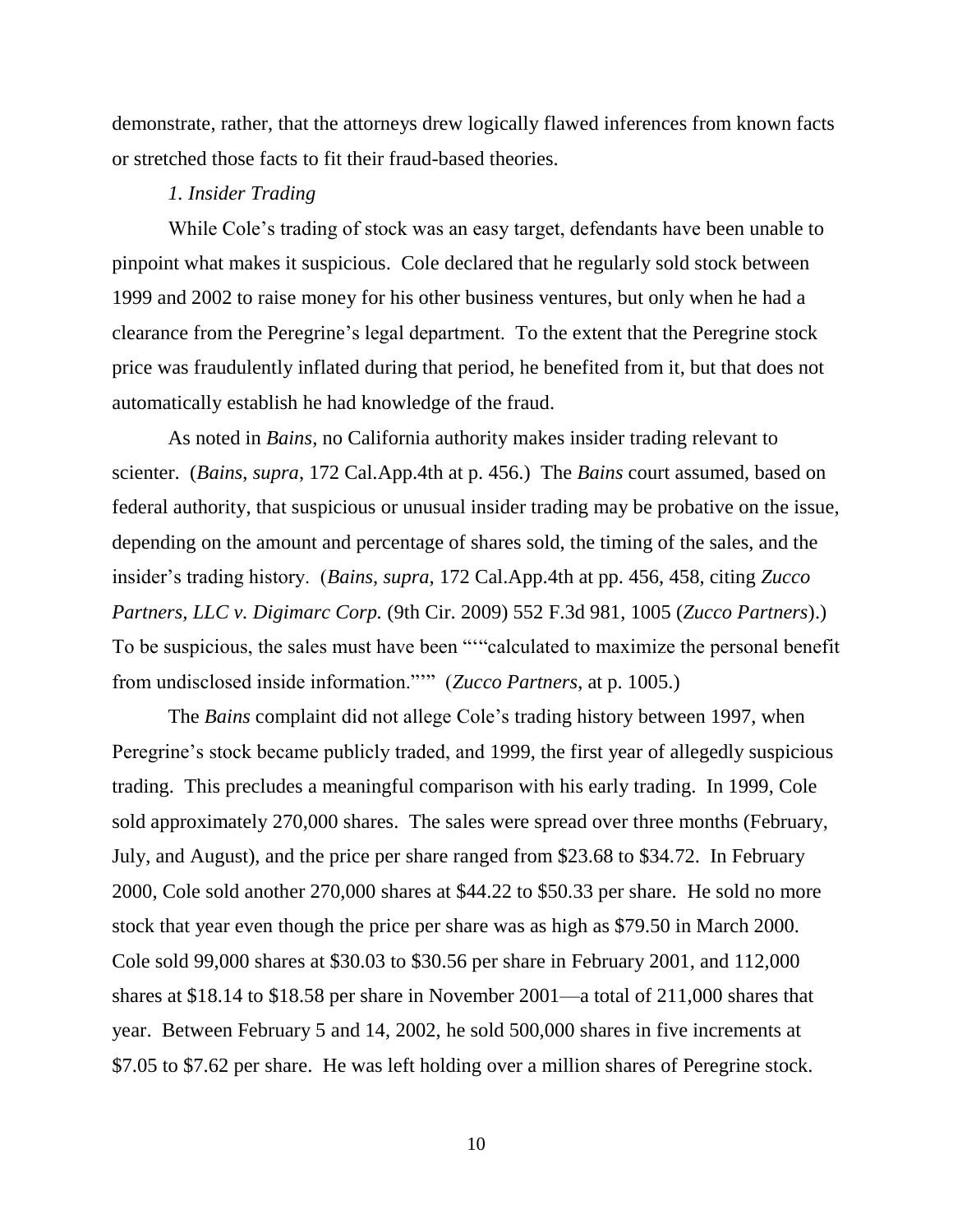demonstrate, rather, that the attorneys drew logically flawed inferences from known facts or stretched those facts to fit their fraud-based theories.

*1. Insider Trading*

While Cole's trading of stock was an easy target, defendants have been unable to pinpoint what makes it suspicious. Cole declared that he regularly sold stock between 1999 and 2002 to raise money for his other business ventures, but only when he had a clearance from the Peregrine's legal department. To the extent that the Peregrine stock price was fraudulently inflated during that period, he benefited from it, but that does not automatically establish he had knowledge of the fraud.

As noted in *Bains*, no California authority makes insider trading relevant to scienter. (*Bains*, *supra*, 172 Cal.App.4th at p. 456.) The *Bains* court assumed, based on federal authority, that suspicious or unusual insider trading may be probative on the issue, depending on the amount and percentage of shares sold, the timing of the sales, and the insider's trading history. (*Bains*, *supra*, 172 Cal.App.4th at pp. 456, 458, citing *Zucco Partners, LLC v. Digimarc Corp.* (9th Cir. 2009) 552 F.3d 981, 1005 (*Zucco Partners*).) To be suspicious, the sales must have been ""calculated to maximize the personal benefit from undisclosed inside information."'" (*Zucco Partners*, at p. 1005.)

The *Bains* complaint did not allege Cole's trading history between 1997, when Peregrine's stock became publicly traded, and 1999, the first year of allegedly suspicious trading. This precludes a meaningful comparison with his early trading. In 1999, Cole sold approximately 270,000 shares. The sales were spread over three months (February, July, and August), and the price per share ranged from \$23.68 to \$34.72. In February 2000, Cole sold another 270,000 shares at \$44.22 to \$50.33 per share. He sold no more stock that year even though the price per share was as high as \$79.50 in March 2000. Cole sold 99,000 shares at \$30.03 to \$30.56 per share in February 2001, and 112,000 shares at \$18.14 to \$18.58 per share in November 2001—a total of 211,000 shares that year. Between February 5 and 14, 2002, he sold 500,000 shares in five increments at \$7.05 to \$7.62 per share. He was left holding over a million shares of Peregrine stock.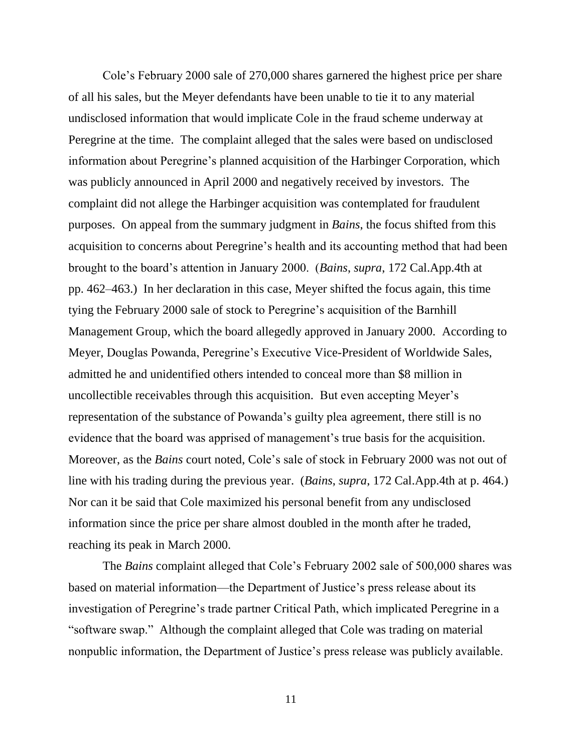Cole's February 2000 sale of 270,000 shares garnered the highest price per share of all his sales, but the Meyer defendants have been unable to tie it to any material undisclosed information that would implicate Cole in the fraud scheme underway at Peregrine at the time. The complaint alleged that the sales were based on undisclosed information about Peregrine's planned acquisition of the Harbinger Corporation, which was publicly announced in April 2000 and negatively received by investors. The complaint did not allege the Harbinger acquisition was contemplated for fraudulent purposes. On appeal from the summary judgment in *Bains*, the focus shifted from this acquisition to concerns about Peregrine's health and its accounting method that had been brought to the board's attention in January 2000. (*Bains*, *supra*, 172 Cal.App.4th at pp. 462–463.) In her declaration in this case, Meyer shifted the focus again, this time tying the February 2000 sale of stock to Peregrine's acquisition of the Barnhill Management Group, which the board allegedly approved in January 2000. According to Meyer, Douglas Powanda, Peregrine's Executive Vice-President of Worldwide Sales, admitted he and unidentified others intended to conceal more than \$8 million in uncollectible receivables through this acquisition. But even accepting Meyer's representation of the substance of Powanda's guilty plea agreement, there still is no evidence that the board was apprised of management's true basis for the acquisition. Moreover, as the *Bains* court noted, Cole's sale of stock in February 2000 was not out of line with his trading during the previous year. (*Bains*, *supra*, 172 Cal.App.4th at p. 464.) Nor can it be said that Cole maximized his personal benefit from any undisclosed information since the price per share almost doubled in the month after he traded, reaching its peak in March 2000.

The *Bains* complaint alleged that Cole's February 2002 sale of 500,000 shares was based on material information—the Department of Justice's press release about its investigation of Peregrine's trade partner Critical Path, which implicated Peregrine in a "software swap." Although the complaint alleged that Cole was trading on material nonpublic information, the Department of Justice's press release was publicly available.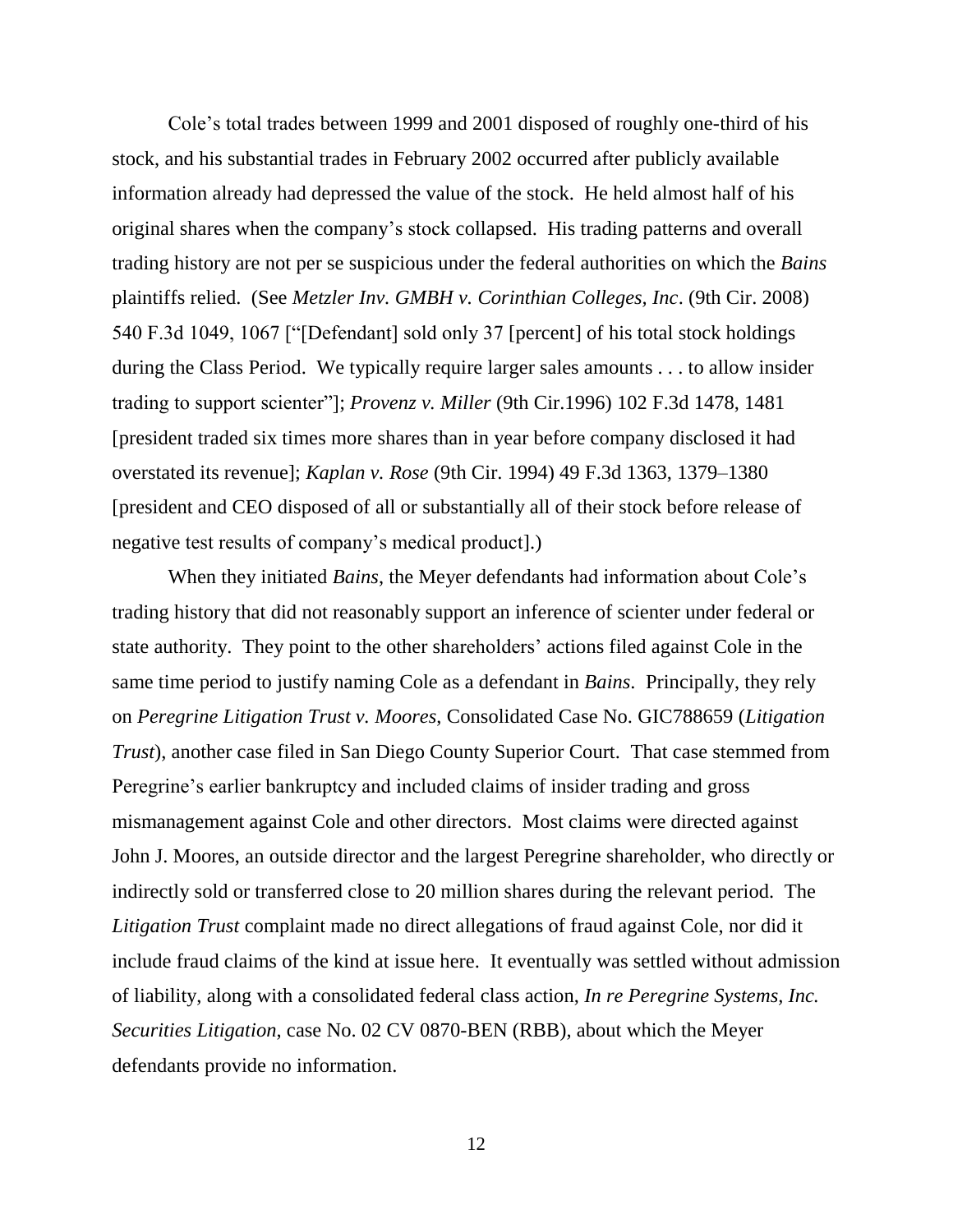Cole's total trades between 1999 and 2001 disposed of roughly one-third of his stock, and his substantial trades in February 2002 occurred after publicly available information already had depressed the value of the stock. He held almost half of his original shares when the company's stock collapsed. His trading patterns and overall trading history are not per se suspicious under the federal authorities on which the *Bains* plaintiffs relied. (See *Metzler Inv. GMBH v. Corinthian Colleges, Inc*. (9th Cir. 2008) 540 F.3d 1049, 1067 ["[Defendant] sold only 37 [percent] of his total stock holdings during the Class Period. We typically require larger sales amounts . . . to allow insider trading to support scienter"]; *Provenz v. Miller* (9th Cir.1996) 102 F.3d 1478, 1481 [president traded six times more shares than in year before company disclosed it had overstated its revenue]; *Kaplan v. Rose* (9th Cir. 1994) 49 F.3d 1363, 1379–1380 [president and CEO disposed of all or substantially all of their stock before release of negative test results of company's medical product].)

When they initiated *Bains*, the Meyer defendants had information about Cole's trading history that did not reasonably support an inference of scienter under federal or state authority. They point to the other shareholders' actions filed against Cole in the same time period to justify naming Cole as a defendant in *Bains*. Principally, they rely on *Peregrine Litigation Trust v. Moores*, Consolidated Case No. GIC788659 (*Litigation Trust*), another case filed in San Diego County Superior Court. That case stemmed from Peregrine's earlier bankruptcy and included claims of insider trading and gross mismanagement against Cole and other directors. Most claims were directed against John J. Moores, an outside director and the largest Peregrine shareholder, who directly or indirectly sold or transferred close to 20 million shares during the relevant period. The *Litigation Trust* complaint made no direct allegations of fraud against Cole, nor did it include fraud claims of the kind at issue here. It eventually was settled without admission of liability, along with a consolidated federal class action, *In re Peregrine Systems, Inc. Securities Litigation*, case No. 02 CV 0870-BEN (RBB), about which the Meyer defendants provide no information.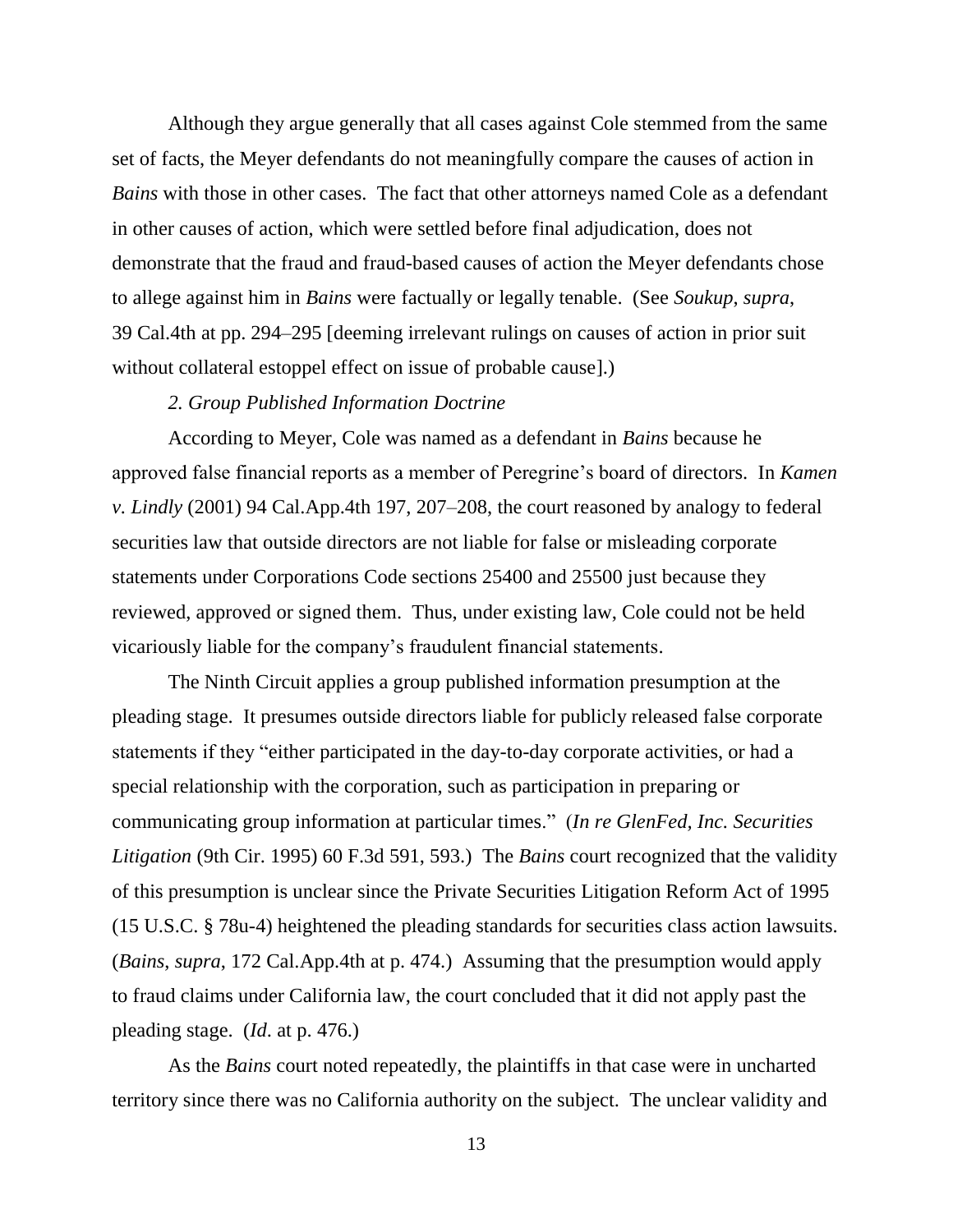Although they argue generally that all cases against Cole stemmed from the same set of facts, the Meyer defendants do not meaningfully compare the causes of action in *Bains* with those in other cases. The fact that other attorneys named Cole as a defendant in other causes of action, which were settled before final adjudication, does not demonstrate that the fraud and fraud-based causes of action the Meyer defendants chose to allege against him in *Bains* were factually or legally tenable. (See *Soukup*, *supra*, 39 Cal.4th at pp. 294–295 [deeming irrelevant rulings on causes of action in prior suit without collateral estoppel effect on issue of probable cause].)

*2. Group Published Information Doctrine*

According to Meyer, Cole was named as a defendant in *Bains* because he approved false financial reports as a member of Peregrine's board of directors. In *Kamen v. Lindly* (2001) 94 Cal.App.4th 197, 207–208, the court reasoned by analogy to federal securities law that outside directors are not liable for false or misleading corporate statements under Corporations Code sections 25400 and 25500 just because they reviewed, approved or signed them. Thus, under existing law, Cole could not be held vicariously liable for the company's fraudulent financial statements.

The Ninth Circuit applies a group published information presumption at the pleading stage. It presumes outside directors liable for publicly released false corporate statements if they "either participated in the day-to-day corporate activities, or had a special relationship with the corporation, such as participation in preparing or communicating group information at particular times." (*In re GlenFed, Inc. Securities Litigation* (9th Cir. 1995) 60 F.3d 591, 593.) The *Bains* court recognized that the validity of this presumption is unclear since the Private Securities Litigation Reform Act of 1995 (15 U.S.C. § 78u-4) heightened the pleading standards for securities class action lawsuits. (*Bains*, *supra*, 172 Cal.App.4th at p. 474.) Assuming that the presumption would apply to fraud claims under California law, the court concluded that it did not apply past the pleading stage. (*Id*. at p. 476.)

As the *Bains* court noted repeatedly, the plaintiffs in that case were in uncharted territory since there was no California authority on the subject. The unclear validity and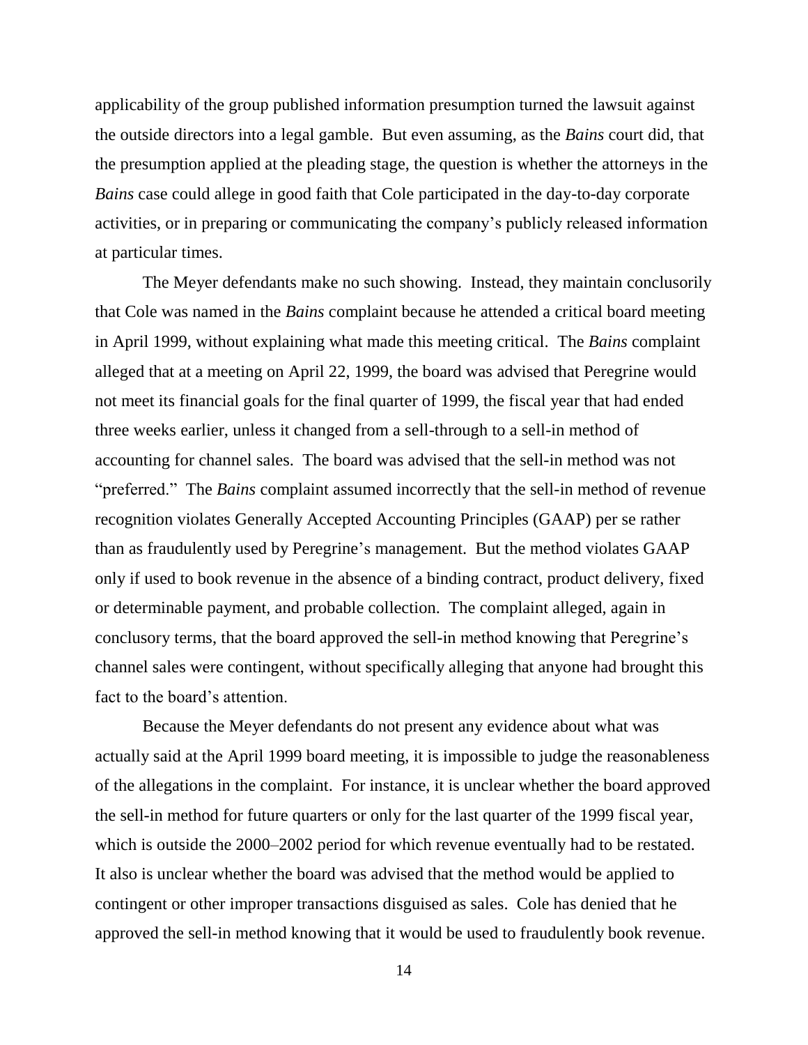applicability of the group published information presumption turned the lawsuit against the outside directors into a legal gamble. But even assuming, as the *Bains* court did, that the presumption applied at the pleading stage, the question is whether the attorneys in the *Bains* case could allege in good faith that Cole participated in the day-to-day corporate activities, or in preparing or communicating the company's publicly released information at particular times.

The Meyer defendants make no such showing. Instead, they maintain conclusorily that Cole was named in the *Bains* complaint because he attended a critical board meeting in April 1999, without explaining what made this meeting critical. The *Bains* complaint alleged that at a meeting on April 22, 1999, the board was advised that Peregrine would not meet its financial goals for the final quarter of 1999, the fiscal year that had ended three weeks earlier, unless it changed from a sell-through to a sell-in method of accounting for channel sales. The board was advised that the sell-in method was not "preferred." The *Bains* complaint assumed incorrectly that the sell-in method of revenue recognition violates Generally Accepted Accounting Principles (GAAP) per se rather than as fraudulently used by Peregrine's management. But the method violates GAAP only if used to book revenue in the absence of a binding contract, product delivery, fixed or determinable payment, and probable collection. The complaint alleged, again in conclusory terms, that the board approved the sell-in method knowing that Peregrine's channel sales were contingent, without specifically alleging that anyone had brought this fact to the board's attention.

Because the Meyer defendants do not present any evidence about what was actually said at the April 1999 board meeting, it is impossible to judge the reasonableness of the allegations in the complaint. For instance, it is unclear whether the board approved the sell-in method for future quarters or only for the last quarter of the 1999 fiscal year, which is outside the 2000–2002 period for which revenue eventually had to be restated. It also is unclear whether the board was advised that the method would be applied to contingent or other improper transactions disguised as sales. Cole has denied that he approved the sell-in method knowing that it would be used to fraudulently book revenue.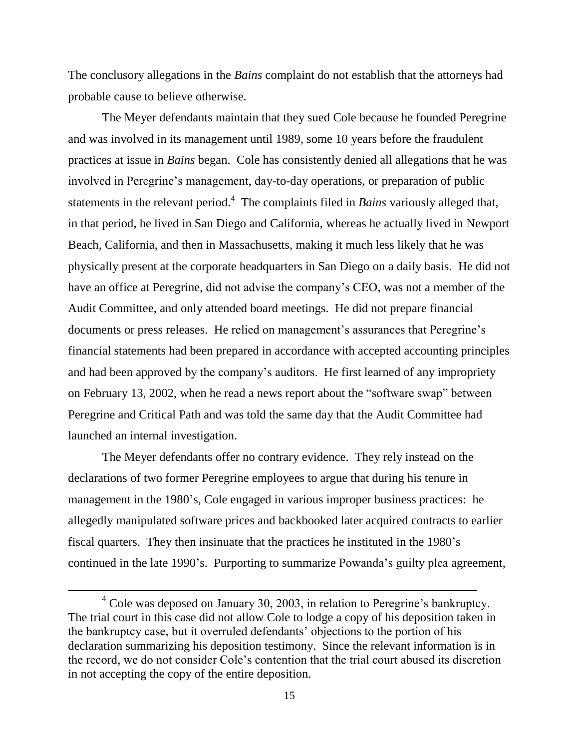The conclusory allegations in the *Bains* complaint do not establish that the attorneys had probable cause to believe otherwise.

The Meyer defendants maintain that they sued Cole because he founded Peregrine and was involved in its management until 1989, some 10 years before the fraudulent practices at issue in *Bains* began. Cole has consistently denied all allegations that he was involved in Peregrine's management, day-to-day operations, or preparation of public statements in the relevant period.[4] The complaints filed in *Bains* variously alleged that, in that period, he lived in San Diego and California, whereas he actually lived in Newport Beach, California, and then in Massachusetts, making it much less likely that he was physically present at the corporate headquarters in San Diego on a daily basis. He did not have an office at Peregrine, did not advise the company's CEO, was not a member of the Audit Committee, and only attended board meetings. He did not prepare financial documents or press releases. He relied on management's assurances that Peregrine's financial statements had been prepared in accordance with accepted accounting principles and had been approved by the company's auditors. He first learned of any impropriety on February 13, 2002, when he read a news report about the "software swap" between Peregrine and Critical Path and was told the same day that the Audit Committee had launched an internal investigation.

The Meyer defendants offer no contrary evidence. They rely instead on the declarations of two former Peregrine employees to argue that during his tenure in management in the 1980's, Cole engaged in various improper business practices: he allegedly manipulated software prices and backbooked later acquired contracts to earlier fiscal quarters. They then insinuate that the practices he instituted in the 1980's continued in the late 1990's. Purporting to summarize Powanda's guilty plea agreement,

[4] Cole was deposed on January 30, 2003, in relation to Peregrine's bankruptcy. The trial court in this case did not allow Cole to lodge a copy of his deposition taken in the bankruptcy case, but it overruled defendants' objections to the portion of his declaration summarizing his deposition testimony. Since the relevant information is in the record, we do not consider Cole's contention that the trial court abused its discretion in not accepting the copy of the entire deposition.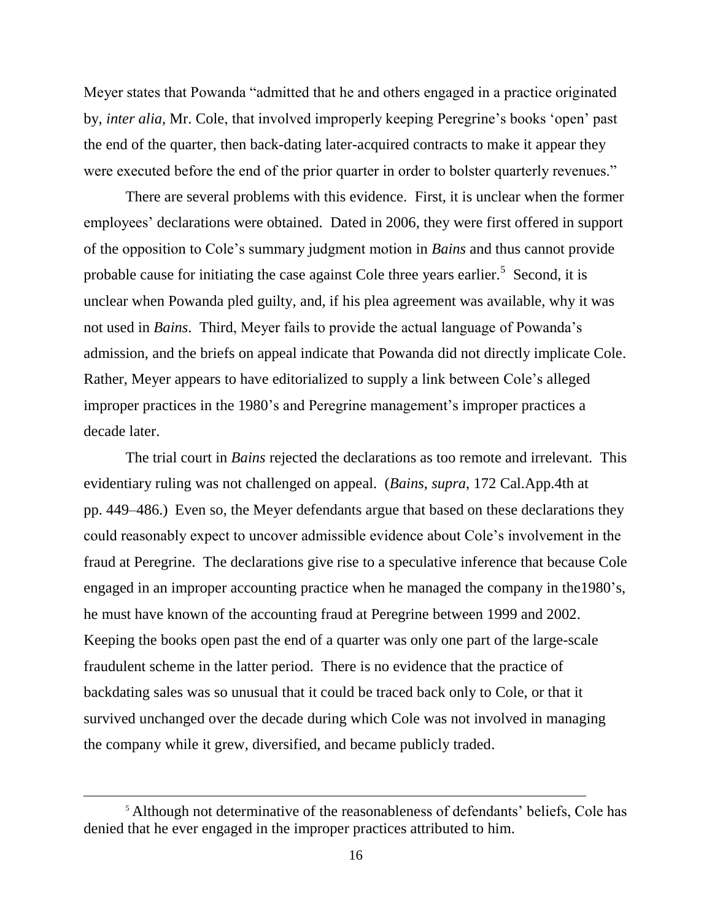Meyer states that Powanda "admitted that he and others engaged in a practice originated by, *inter alia*, Mr. Cole, that involved improperly keeping Peregrine's books 'open' past the end of the quarter, then back-dating later-acquired contracts to make it appear they were executed before the end of the prior quarter in order to bolster quarterly revenues."

There are several problems with this evidence. First, it is unclear when the former employees' declarations were obtained. Dated in 2006, they were first offered in support of the opposition to Cole's summary judgment motion in *Bains* and thus cannot provide probable cause for initiating the case against Cole three years earlier.[5] Second, it is unclear when Powanda pled guilty, and, if his plea agreement was available, why it was not used in *Bains*. Third, Meyer fails to provide the actual language of Powanda's admission, and the briefs on appeal indicate that Powanda did not directly implicate Cole. Rather, Meyer appears to have editorialized to supply a link between Cole's alleged improper practices in the 1980's and Peregrine management's improper practices a decade later.

The trial court in *Bains* rejected the declarations as too remote and irrelevant. This evidentiary ruling was not challenged on appeal. (*Bains*, *supra*, 172 Cal.App.4th at pp. 449–486.) Even so, the Meyer defendants argue that based on these declarations they could reasonably expect to uncover admissible evidence about Cole's involvement in the fraud at Peregrine. The declarations give rise to a speculative inference that because Cole engaged in an improper accounting practice when he managed the company in the1980's, he must have known of the accounting fraud at Peregrine between 1999 and 2002. Keeping the books open past the end of a quarter was only one part of the large-scale fraudulent scheme in the latter period. There is no evidence that the practice of backdating sales was so unusual that it could be traced back only to Cole, or that it survived unchanged over the decade during which Cole was not involved in managing the company while it grew, diversified, and became publicly traded.

---

[5] Although not determinative of the reasonableness of defendants' beliefs, Cole has denied that he ever engaged in the improper practices attributed to him.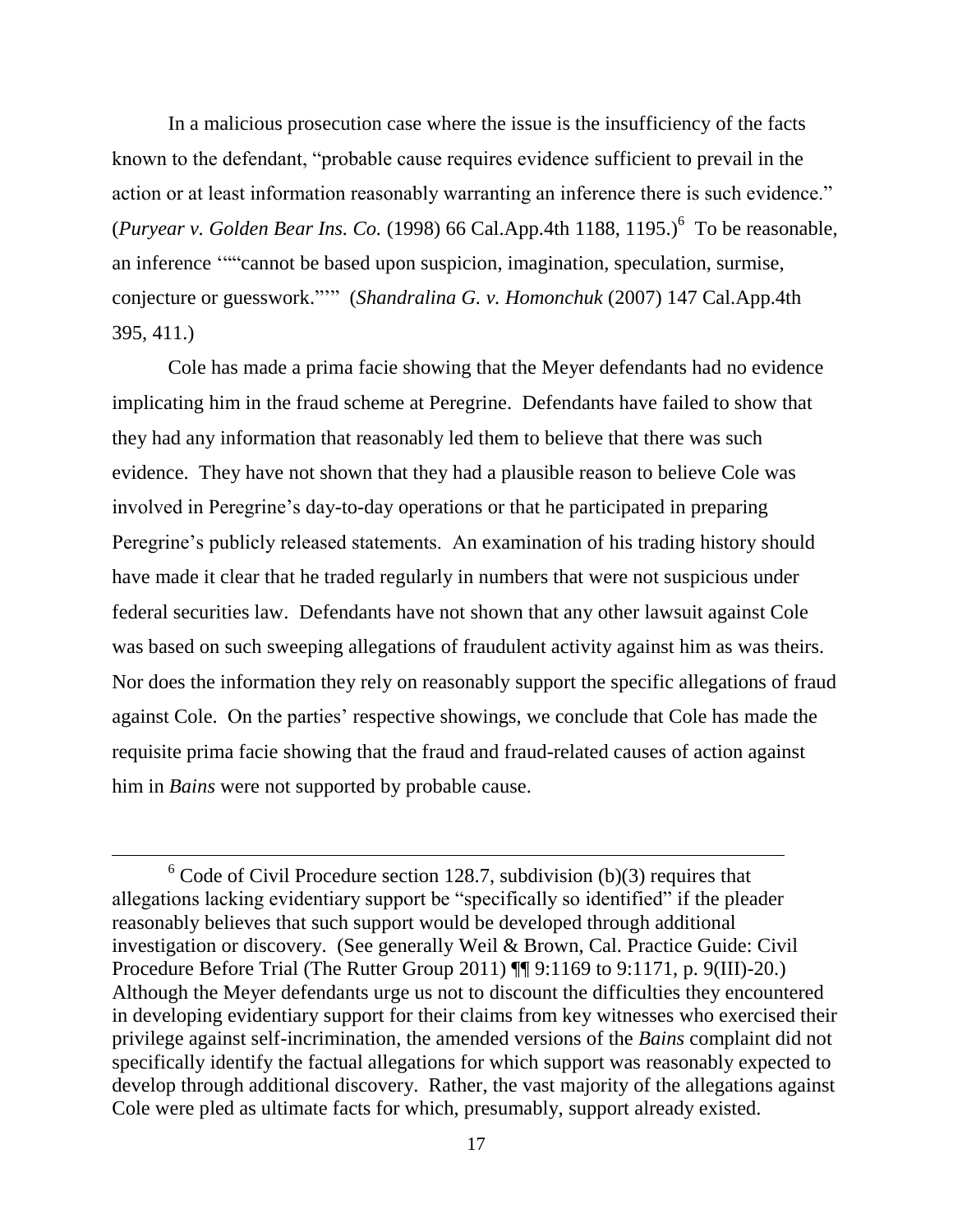In a malicious prosecution case where the issue is the insufficiency of the facts known to the defendant, "probable cause requires evidence sufficient to prevail in the action or at least information reasonably warranting an inference there is such evidence." (*Puryear v. Golden Bear Ins. Co.* (1998) 66 Cal.App.4th 1188, 1195.)[6] To be reasonable, an inference '""cannot be based upon suspicion, imagination, speculation, surmise, conjecture or guesswork."'" (*Shandralina G. v. Homonchuk* (2007) 147 Cal.App.4th 395, 411.)

Cole has made a prima facie showing that the Meyer defendants had no evidence implicating him in the fraud scheme at Peregrine. Defendants have failed to show that they had any information that reasonably led them to believe that there was such evidence. They have not shown that they had a plausible reason to believe Cole was involved in Peregrine's day-to-day operations or that he participated in preparing Peregrine's publicly released statements. An examination of his trading history should have made it clear that he traded regularly in numbers that were not suspicious under federal securities law. Defendants have not shown that any other lawsuit against Cole was based on such sweeping allegations of fraudulent activity against him as was theirs. Nor does the information they rely on reasonably support the specific allegations of fraud against Cole. On the parties' respective showings, we conclude that Cole has made the requisite prima facie showing that the fraud and fraud-related causes of action against him in *Bains* were not supported by probable cause.

---

[6] Code of Civil Procedure section 128.7, subdivision (b)(3) requires that allegations lacking evidentiary support be "specifically so identified" if the pleader reasonably believes that such support would be developed through additional investigation or discovery. (See generally Weil & Brown, Cal. Practice Guide: Civil Procedure Before Trial (The Rutter Group 2011) ¶¶ 9:1169 to 9:1171, p. 9(III)-20.) Although the Meyer defendants urge us not to discount the difficulties they encountered in developing evidentiary support for their claims from key witnesses who exercised their privilege against self-incrimination, the amended versions of the *Bains* complaint did not specifically identify the factual allegations for which support was reasonably expected to develop through additional discovery. Rather, the vast majority of the allegations against Cole were pled as ultimate facts for which, presumably, support already existed.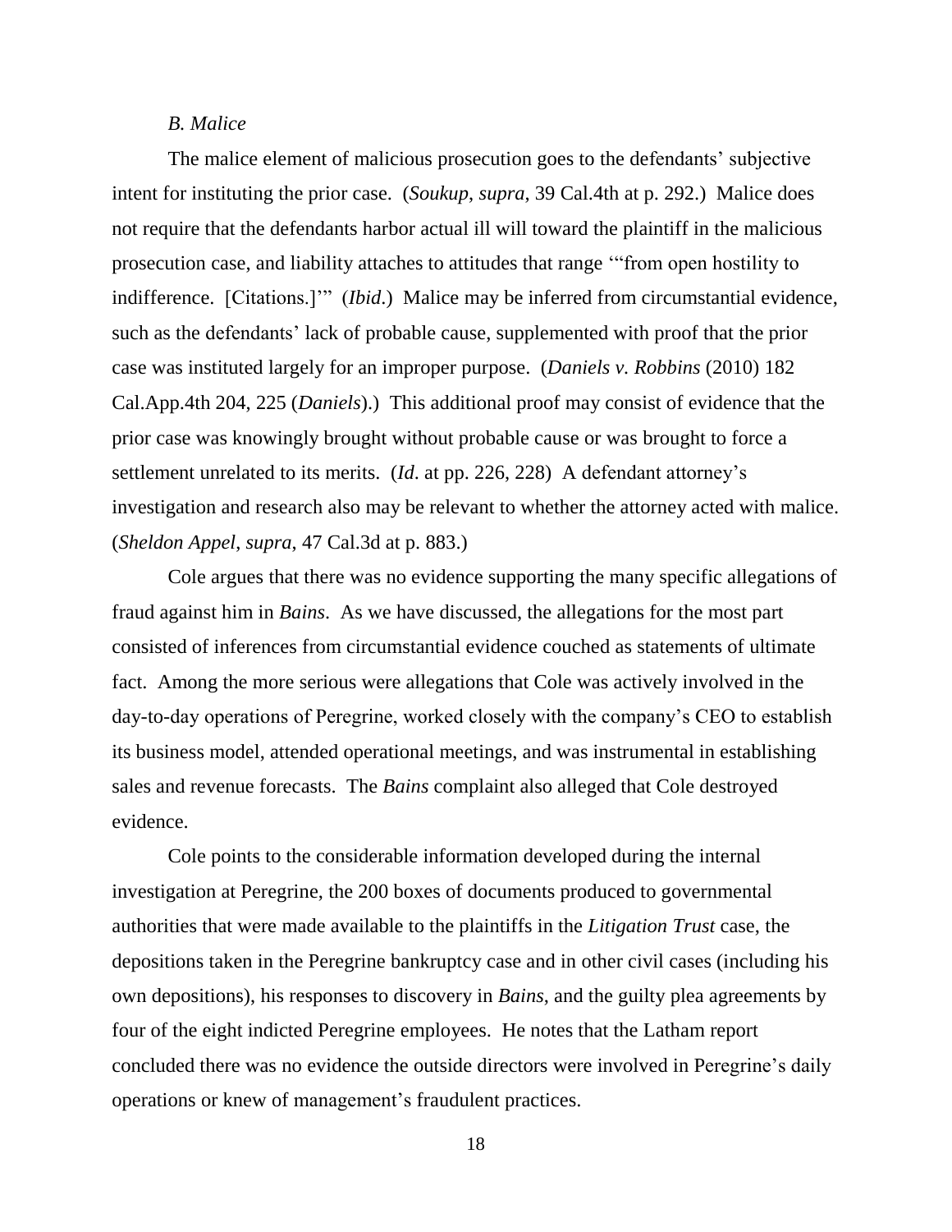### *B. Malice*

The malice element of malicious prosecution goes to the defendants' subjective intent for instituting the prior case. (*Soukup*, *supra*, 39 Cal.4th at p. 292.) Malice does not require that the defendants harbor actual ill will toward the plaintiff in the malicious prosecution case, and liability attaches to attitudes that range '"from open hostility to indifference. [Citations.]'" (*Ibid*.) Malice may be inferred from circumstantial evidence, such as the defendants' lack of probable cause, supplemented with proof that the prior case was instituted largely for an improper purpose. (*Daniels v. Robbins* (2010) 182 Cal.App.4th 204, 225 (*Daniels*).) This additional proof may consist of evidence that the prior case was knowingly brought without probable cause or was brought to force a settlement unrelated to its merits. (*Id*. at pp. 226, 228) A defendant attorney's investigation and research also may be relevant to whether the attorney acted with malice. (*Sheldon Appel*, *supra*, 47 Cal.3d at p. 883.)

Cole argues that there was no evidence supporting the many specific allegations of fraud against him in *Bains*. As we have discussed, the allegations for the most part consisted of inferences from circumstantial evidence couched as statements of ultimate fact. Among the more serious were allegations that Cole was actively involved in the day-to-day operations of Peregrine, worked closely with the company's CEO to establish its business model, attended operational meetings, and was instrumental in establishing sales and revenue forecasts. The *Bains* complaint also alleged that Cole destroyed evidence.

Cole points to the considerable information developed during the internal investigation at Peregrine, the 200 boxes of documents produced to governmental authorities that were made available to the plaintiffs in the *Litigation Trust* case, the depositions taken in the Peregrine bankruptcy case and in other civil cases (including his own depositions), his responses to discovery in *Bains*, and the guilty plea agreements by four of the eight indicted Peregrine employees. He notes that the Latham report concluded there was no evidence the outside directors were involved in Peregrine's daily operations or knew of management's fraudulent practices.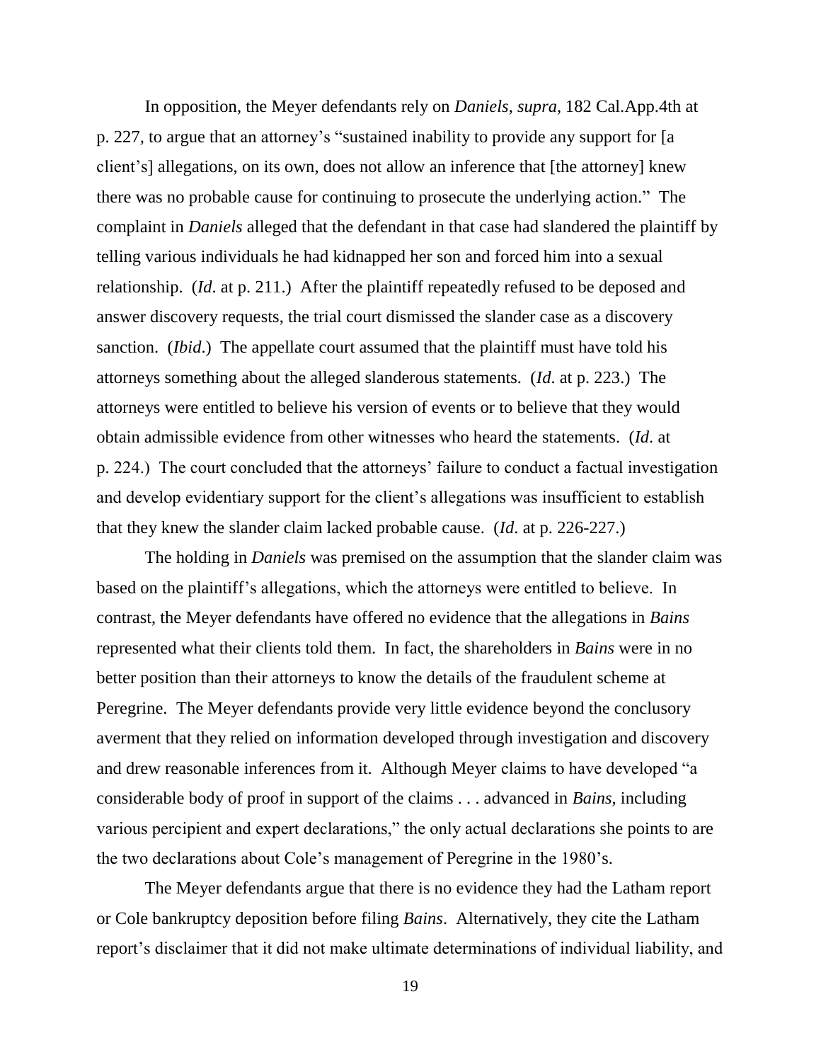In opposition, the Meyer defendants rely on *Daniels*, *supra*, 182 Cal.App.4th at p. 227, to argue that an attorney's "sustained inability to provide any support for [a client's] allegations, on its own, does not allow an inference that [the attorney] knew there was no probable cause for continuing to prosecute the underlying action." The complaint in *Daniels* alleged that the defendant in that case had slandered the plaintiff by telling various individuals he had kidnapped her son and forced him into a sexual relationship. (*Id*. at p. 211.) After the plaintiff repeatedly refused to be deposed and answer discovery requests, the trial court dismissed the slander case as a discovery sanction. (*Ibid*.) The appellate court assumed that the plaintiff must have told his attorneys something about the alleged slanderous statements. (*Id*. at p. 223.) The attorneys were entitled to believe his version of events or to believe that they would obtain admissible evidence from other witnesses who heard the statements. (*Id*. at p. 224.) The court concluded that the attorneys' failure to conduct a factual investigation and develop evidentiary support for the client's allegations was insufficient to establish that they knew the slander claim lacked probable cause. (*Id*. at p. 226-227.)

The holding in *Daniels* was premised on the assumption that the slander claim was based on the plaintiff's allegations, which the attorneys were entitled to believe. In contrast, the Meyer defendants have offered no evidence that the allegations in *Bains* represented what their clients told them. In fact, the shareholders in *Bains* were in no better position than their attorneys to know the details of the fraudulent scheme at Peregrine. The Meyer defendants provide very little evidence beyond the conclusory averment that they relied on information developed through investigation and discovery and drew reasonable inferences from it. Although Meyer claims to have developed "a considerable body of proof in support of the claims . . . advanced in *Bains*, including various percipient and expert declarations," the only actual declarations she points to are the two declarations about Cole's management of Peregrine in the 1980's.

The Meyer defendants argue that there is no evidence they had the Latham report or Cole bankruptcy deposition before filing *Bains*. Alternatively, they cite the Latham report's disclaimer that it did not make ultimate determinations of individual liability, and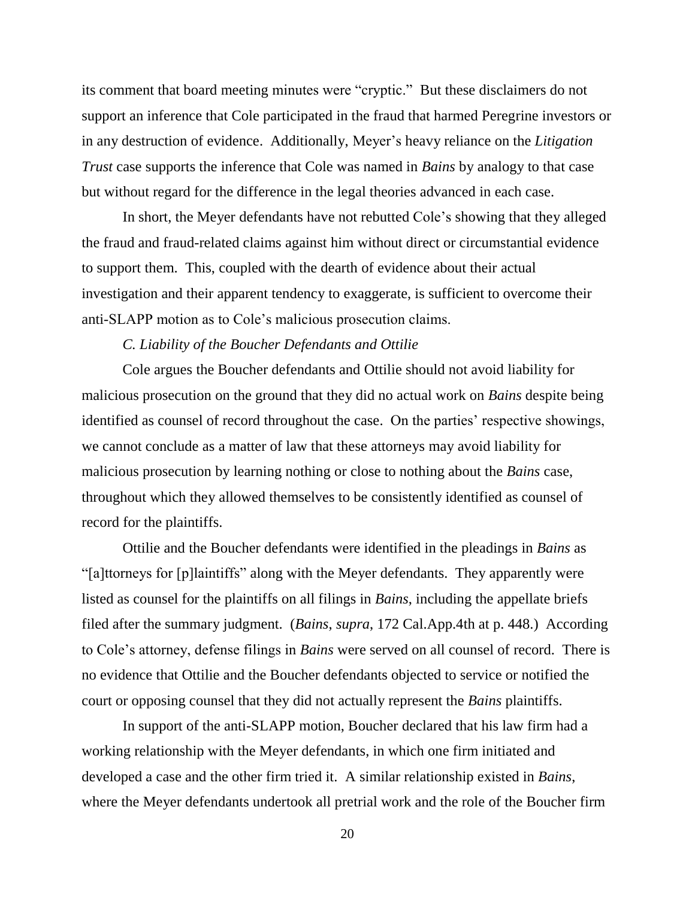its comment that board meeting minutes were "cryptic." But these disclaimers do not support an inference that Cole participated in the fraud that harmed Peregrine investors or in any destruction of evidence. Additionally, Meyer's heavy reliance on the *Litigation Trust* case supports the inference that Cole was named in *Bains* by analogy to that case but without regard for the difference in the legal theories advanced in each case.

In short, the Meyer defendants have not rebutted Cole's showing that they alleged the fraud and fraud-related claims against him without direct or circumstantial evidence to support them. This, coupled with the dearth of evidence about their actual investigation and their apparent tendency to exaggerate, is sufficient to overcome their anti-SLAPP motion as to Cole's malicious prosecution claims.

### *C. Liability of the Boucher Defendants and Ottilie*

Cole argues the Boucher defendants and Ottilie should not avoid liability for malicious prosecution on the ground that they did no actual work on *Bains* despite being identified as counsel of record throughout the case. On the parties' respective showings, we cannot conclude as a matter of law that these attorneys may avoid liability for malicious prosecution by learning nothing or close to nothing about the *Bains* case, throughout which they allowed themselves to be consistently identified as counsel of record for the plaintiffs.

Ottilie and the Boucher defendants were identified in the pleadings in *Bains* as "[a]ttorneys for [p]laintiffs" along with the Meyer defendants. They apparently were listed as counsel for the plaintiffs on all filings in *Bains*, including the appellate briefs filed after the summary judgment. (*Bains*, *supra*, 172 Cal.App.4th at p. 448.) According to Cole's attorney, defense filings in *Bains* were served on all counsel of record. There is no evidence that Ottilie and the Boucher defendants objected to service or notified the court or opposing counsel that they did not actually represent the *Bains* plaintiffs.

In support of the anti-SLAPP motion, Boucher declared that his law firm had a working relationship with the Meyer defendants, in which one firm initiated and developed a case and the other firm tried it. A similar relationship existed in *Bains*, where the Meyer defendants undertook all pretrial work and the role of the Boucher firm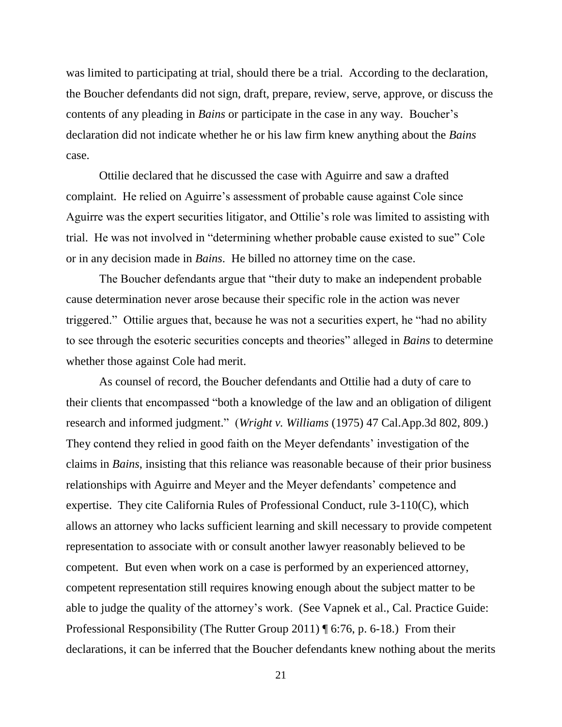was limited to participating at trial, should there be a trial. According to the declaration, the Boucher defendants did not sign, draft, prepare, review, serve, approve, or discuss the contents of any pleading in *Bains* or participate in the case in any way. Boucher's declaration did not indicate whether he or his law firm knew anything about the *Bains* case.

Ottilie declared that he discussed the case with Aguirre and saw a drafted complaint. He relied on Aguirre's assessment of probable cause against Cole since Aguirre was the expert securities litigator, and Ottilie's role was limited to assisting with trial. He was not involved in "determining whether probable cause existed to sue" Cole or in any decision made in *Bains*. He billed no attorney time on the case.

The Boucher defendants argue that "their duty to make an independent probable cause determination never arose because their specific role in the action was never triggered." Ottilie argues that, because he was not a securities expert, he "had no ability to see through the esoteric securities concepts and theories" alleged in *Bains* to determine whether those against Cole had merit.

As counsel of record, the Boucher defendants and Ottilie had a duty of care to their clients that encompassed "both a knowledge of the law and an obligation of diligent research and informed judgment." (*Wright v. Williams* (1975) 47 Cal.App.3d 802, 809.) They contend they relied in good faith on the Meyer defendants' investigation of the claims in *Bains*, insisting that this reliance was reasonable because of their prior business relationships with Aguirre and Meyer and the Meyer defendants' competence and expertise. They cite California Rules of Professional Conduct, rule 3-110(C), which allows an attorney who lacks sufficient learning and skill necessary to provide competent representation to associate with or consult another lawyer reasonably believed to be competent. But even when work on a case is performed by an experienced attorney, competent representation still requires knowing enough about the subject matter to be able to judge the quality of the attorney's work. (See Vapnek et al., Cal. Practice Guide: Professional Responsibility (The Rutter Group 2011) ¶ 6:76, p. 6-18.) From their declarations, it can be inferred that the Boucher defendants knew nothing about the merits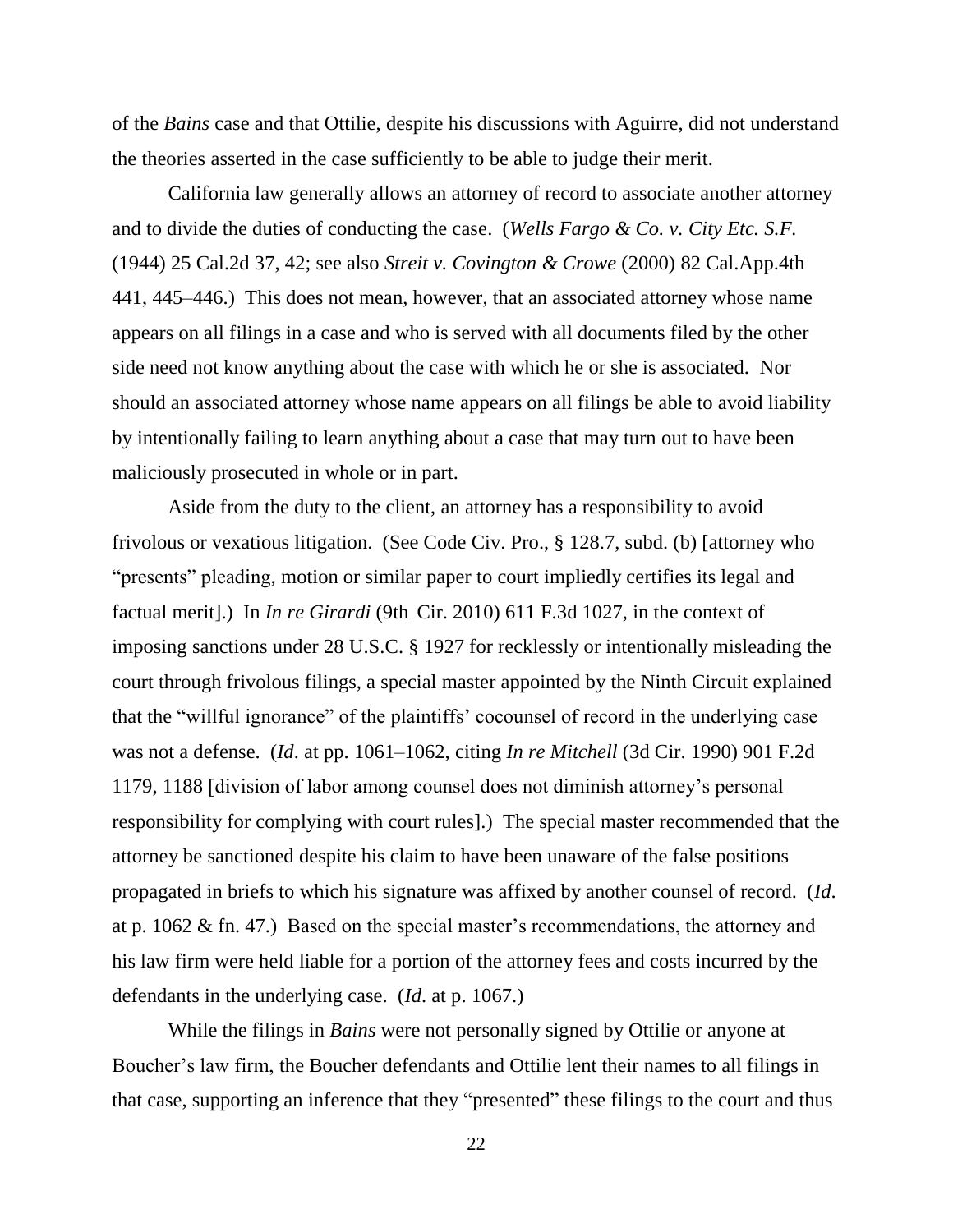of the *Bains* case and that Ottilie, despite his discussions with Aguirre, did not understand the theories asserted in the case sufficiently to be able to judge their merit.

California law generally allows an attorney of record to associate another attorney and to divide the duties of conducting the case. (*Wells Fargo & Co. v. City Etc. S.F.* (1944) 25 Cal.2d 37, 42; see also *Streit v. Covington & Crowe* (2000) 82 Cal.App.4th 441, 445–446.) This does not mean, however, that an associated attorney whose name appears on all filings in a case and who is served with all documents filed by the other side need not know anything about the case with which he or she is associated. Nor should an associated attorney whose name appears on all filings be able to avoid liability by intentionally failing to learn anything about a case that may turn out to have been maliciously prosecuted in whole or in part.

Aside from the duty to the client, an attorney has a responsibility to avoid frivolous or vexatious litigation. (See Code Civ. Pro., § 128.7, subd. (b) [attorney who "presents" pleading, motion or similar paper to court impliedly certifies its legal and factual merit].) In *In re Girardi* (9th Cir. 2010) 611 F.3d 1027, in the context of imposing sanctions under 28 U.S.C. § 1927 for recklessly or intentionally misleading the court through frivolous filings, a special master appointed by the Ninth Circuit explained that the "willful ignorance" of the plaintiffs' cocounsel of record in the underlying case was not a defense. (*Id*. at pp. 1061–1062, citing *In re Mitchell* (3d Cir. 1990) 901 F.2d 1179, 1188 [division of labor among counsel does not diminish attorney's personal responsibility for complying with court rules].) The special master recommended that the attorney be sanctioned despite his claim to have been unaware of the false positions propagated in briefs to which his signature was affixed by another counsel of record. (*Id*. at p. 1062 & fn. 47.) Based on the special master's recommendations, the attorney and his law firm were held liable for a portion of the attorney fees and costs incurred by the defendants in the underlying case. (*Id*. at p. 1067.)

While the filings in *Bains* were not personally signed by Ottilie or anyone at Boucher's law firm, the Boucher defendants and Ottilie lent their names to all filings in that case, supporting an inference that they "presented" these filings to the court and thus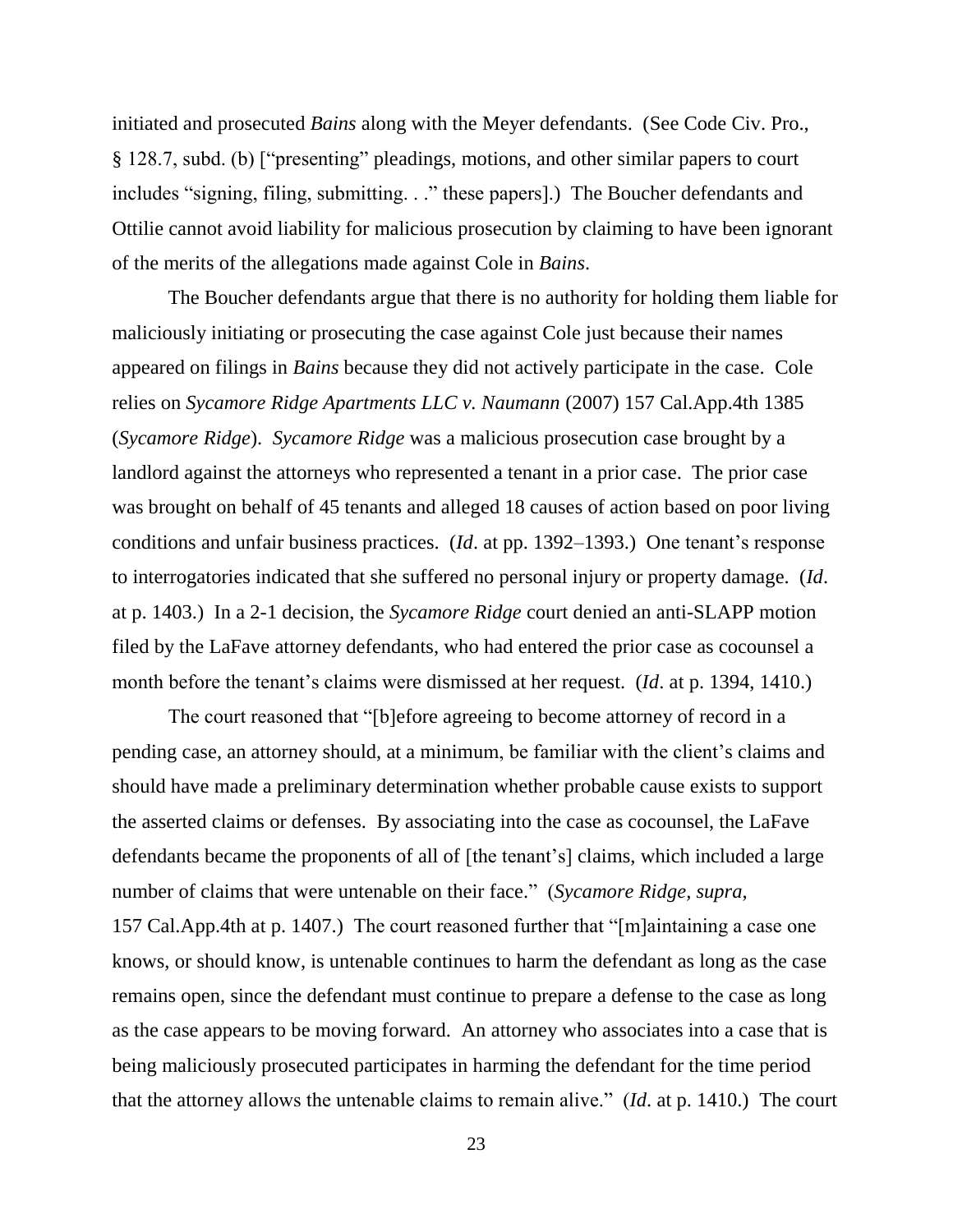initiated and prosecuted *Bains* along with the Meyer defendants. (See Code Civ. Pro., § 128.7, subd. (b) ["presenting" pleadings, motions, and other similar papers to court includes "signing, filing, submitting. . ." these papers].) The Boucher defendants and Ottilie cannot avoid liability for malicious prosecution by claiming to have been ignorant of the merits of the allegations made against Cole in *Bains*.

The Boucher defendants argue that there is no authority for holding them liable for maliciously initiating or prosecuting the case against Cole just because their names appeared on filings in *Bains* because they did not actively participate in the case. Cole relies on *Sycamore Ridge Apartments LLC v. Naumann* (2007) 157 Cal.App.4th 1385 (*Sycamore Ridge*). *Sycamore Ridge* was a malicious prosecution case brought by a landlord against the attorneys who represented a tenant in a prior case. The prior case was brought on behalf of 45 tenants and alleged 18 causes of action based on poor living conditions and unfair business practices. (*Id*. at pp. 1392–1393.) One tenant's response to interrogatories indicated that she suffered no personal injury or property damage. (*Id*. at p. 1403.) In a 2-1 decision, the *Sycamore Ridge* court denied an anti-SLAPP motion filed by the LaFave attorney defendants, who had entered the prior case as cocounsel a month before the tenant's claims were dismissed at her request. (*Id*. at p. 1394, 1410.)

The court reasoned that "[b]efore agreeing to become attorney of record in a pending case, an attorney should, at a minimum, be familiar with the client's claims and should have made a preliminary determination whether probable cause exists to support the asserted claims or defenses. By associating into the case as cocounsel, the LaFave defendants became the proponents of all of [the tenant's] claims, which included a large number of claims that were untenable on their face." (*Sycamore Ridge*, *supra*, 157 Cal.App.4th at p. 1407.) The court reasoned further that "[m]aintaining a case one knows, or should know, is untenable continues to harm the defendant as long as the case remains open, since the defendant must continue to prepare a defense to the case as long as the case appears to be moving forward. An attorney who associates into a case that is being maliciously prosecuted participates in harming the defendant for the time period that the attorney allows the untenable claims to remain alive." (*Id*. at p. 1410.) The court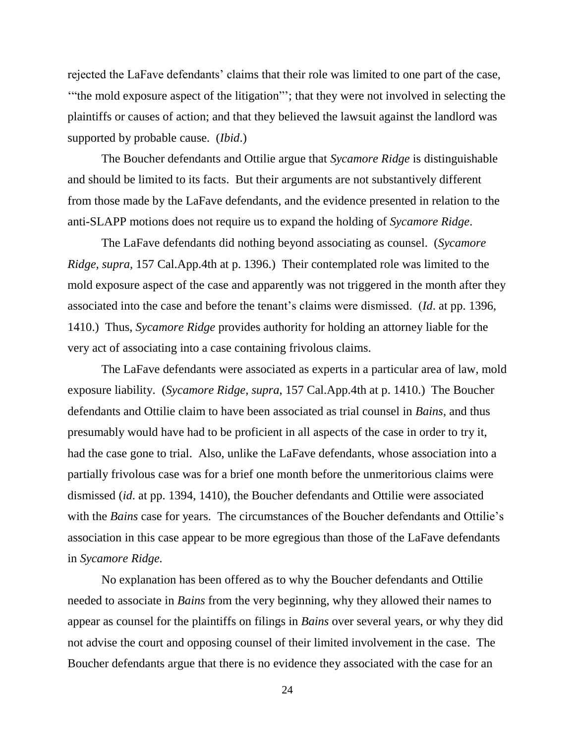rejected the LaFave defendants' claims that their role was limited to one part of the case, '"the mold exposure aspect of the litigation"'; that they were not involved in selecting the plaintiffs or causes of action; and that they believed the lawsuit against the landlord was supported by probable cause. (*Ibid*.)

The Boucher defendants and Ottilie argue that *Sycamore Ridge* is distinguishable and should be limited to its facts. But their arguments are not substantively different from those made by the LaFave defendants, and the evidence presented in relation to the anti-SLAPP motions does not require us to expand the holding of *Sycamore Ridge*.

The LaFave defendants did nothing beyond associating as counsel. (*Sycamore Ridge*, *supra*, 157 Cal.App.4th at p. 1396.) Their contemplated role was limited to the mold exposure aspect of the case and apparently was not triggered in the month after they associated into the case and before the tenant's claims were dismissed. (*Id*. at pp. 1396, 1410.) Thus, *Sycamore Ridge* provides authority for holding an attorney liable for the very act of associating into a case containing frivolous claims.

The LaFave defendants were associated as experts in a particular area of law, mold exposure liability. (*Sycamore Ridge*, *supra*, 157 Cal.App.4th at p. 1410.) The Boucher defendants and Ottilie claim to have been associated as trial counsel in *Bains*, and thus presumably would have had to be proficient in all aspects of the case in order to try it, had the case gone to trial. Also, unlike the LaFave defendants, whose association into a partially frivolous case was for a brief one month before the unmeritorious claims were dismissed (*id*. at pp. 1394, 1410), the Boucher defendants and Ottilie were associated with the *Bains* case for years. The circumstances of the Boucher defendants and Ottilie's association in this case appear to be more egregious than those of the LaFave defendants in *Sycamore Ridge.*

No explanation has been offered as to why the Boucher defendants and Ottilie needed to associate in *Bains* from the very beginning, why they allowed their names to appear as counsel for the plaintiffs on filings in *Bains* over several years, or why they did not advise the court and opposing counsel of their limited involvement in the case. The Boucher defendants argue that there is no evidence they associated with the case for an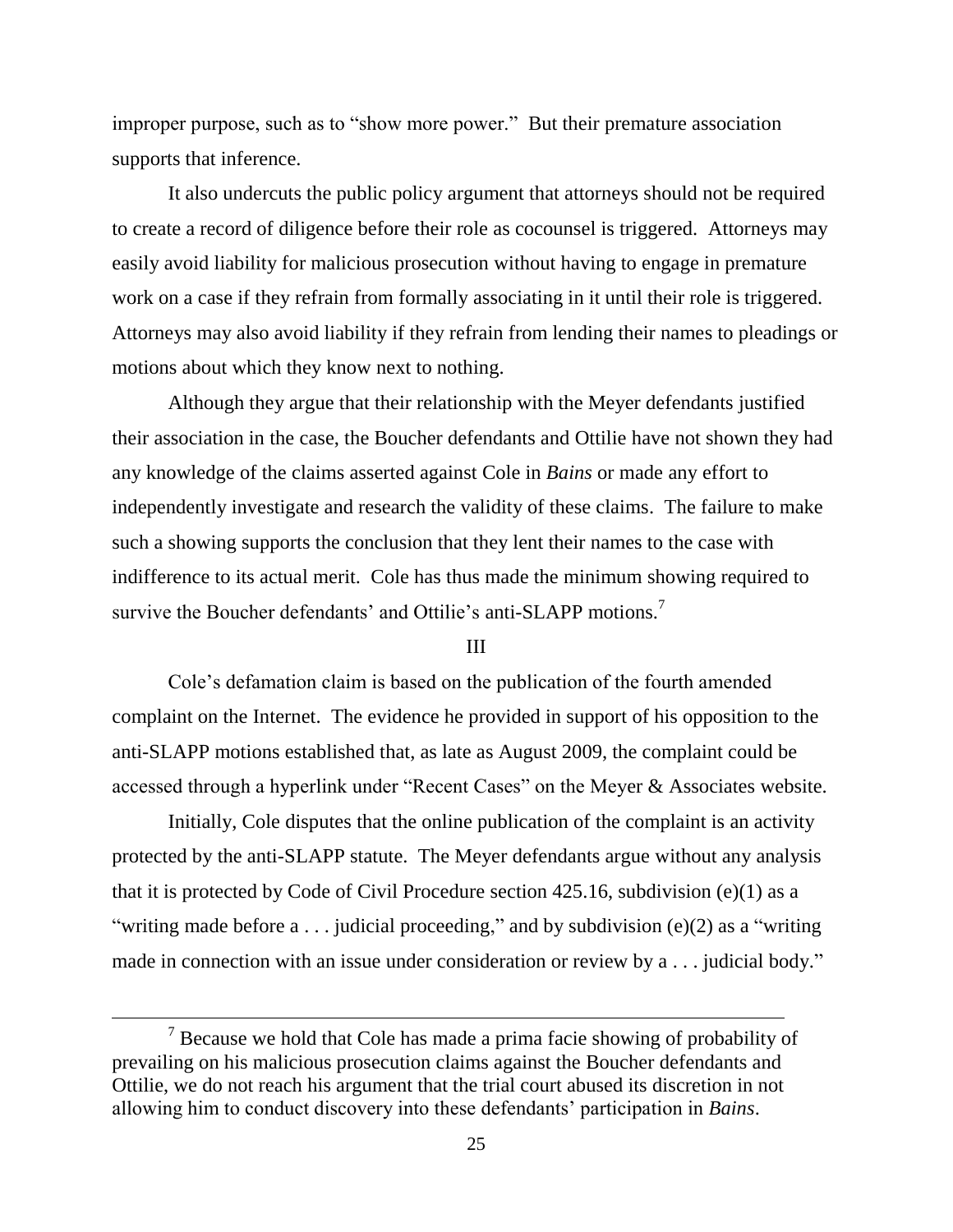improper purpose, such as to "show more power." But their premature association supports that inference.

It also undercuts the public policy argument that attorneys should not be required to create a record of diligence before their role as cocounsel is triggered. Attorneys may easily avoid liability for malicious prosecution without having to engage in premature work on a case if they refrain from formally associating in it until their role is triggered. Attorneys may also avoid liability if they refrain from lending their names to pleadings or motions about which they know next to nothing.

Although they argue that their relationship with the Meyer defendants justified their association in the case, the Boucher defendants and Ottilie have not shown they had any knowledge of the claims asserted against Cole in *Bains* or made any effort to independently investigate and research the validity of these claims. The failure to make such a showing supports the conclusion that they lent their names to the case with indifference to its actual merit. Cole has thus made the minimum showing required to survive the Boucher defendants' and Ottilie's anti-SLAPP motions.[7]

## III

Cole's defamation claim is based on the publication of the fourth amended complaint on the Internet. The evidence he provided in support of his opposition to the anti-SLAPP motions established that, as late as August 2009, the complaint could be accessed through a hyperlink under "Recent Cases" on the Meyer & Associates website.

Initially, Cole disputes that the online publication of the complaint is an activity protected by the anti-SLAPP statute. The Meyer defendants argue without any analysis that it is protected by Code of Civil Procedure section 425.16, subdivision (e)(1) as a "writing made before a . . . judicial proceeding," and by subdivision (e)(2) as a "writing made in connection with an issue under consideration or review by a . . . judicial body."

---

[7] Because we hold that Cole has made a prima facie showing of probability of prevailing on his malicious prosecution claims against the Boucher defendants and Ottilie, we do not reach his argument that the trial court abused its discretion in not allowing him to conduct discovery into these defendants' participation in *Bains*.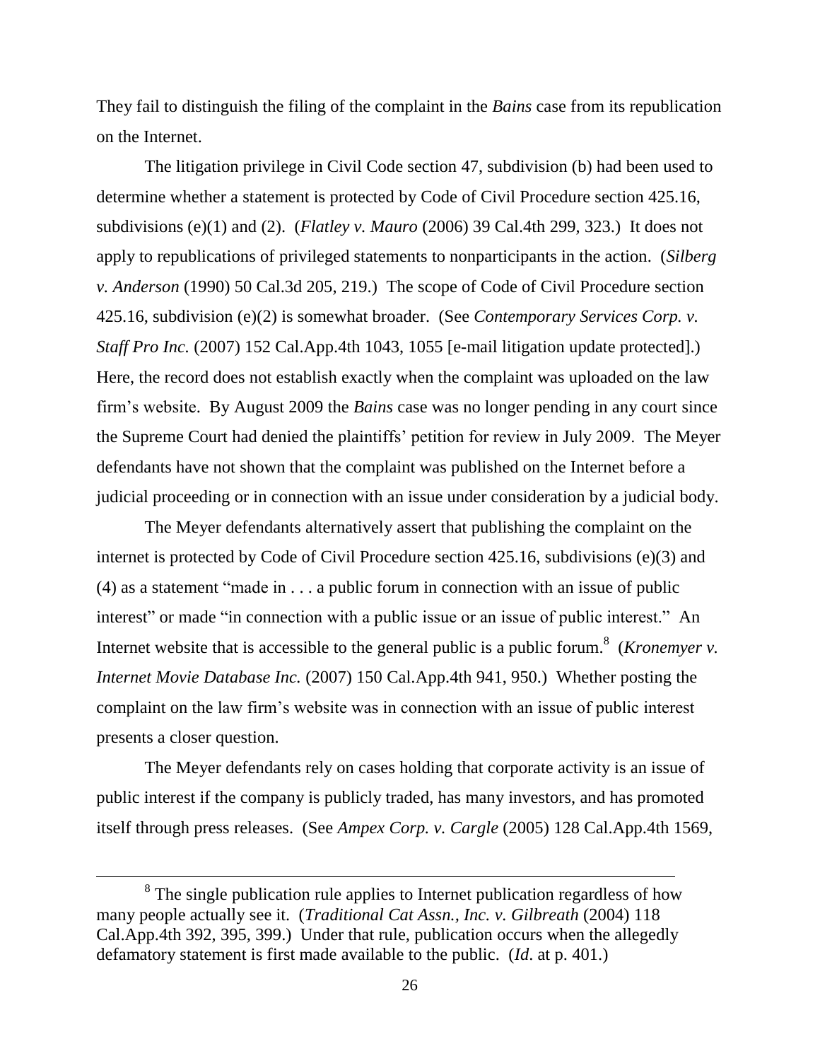They fail to distinguish the filing of the complaint in the *Bains* case from its republication on the Internet.

The litigation privilege in Civil Code section 47, subdivision (b) had been used to determine whether a statement is protected by Code of Civil Procedure section 425.16, subdivisions (e)(1) and (2). (*Flatley v. Mauro* (2006) 39 Cal.4th 299, 323.) It does not apply to republications of privileged statements to nonparticipants in the action. (*Silberg v. Anderson* (1990) 50 Cal.3d 205, 219.) The scope of Code of Civil Procedure section 425.16, subdivision (e)(2) is somewhat broader. (See *Contemporary Services Corp. v. Staff Pro Inc.* (2007) 152 Cal.App.4th 1043, 1055 [e-mail litigation update protected].) Here, the record does not establish exactly when the complaint was uploaded on the law firm's website. By August 2009 the *Bains* case was no longer pending in any court since the Supreme Court had denied the plaintiffs' petition for review in July 2009. The Meyer defendants have not shown that the complaint was published on the Internet before a judicial proceeding or in connection with an issue under consideration by a judicial body.

The Meyer defendants alternatively assert that publishing the complaint on the internet is protected by Code of Civil Procedure section 425.16, subdivisions (e)(3) and (4) as a statement "made in . . . a public forum in connection with an issue of public interest" or made "in connection with a public issue or an issue of public interest." An Internet website that is accessible to the general public is a public forum.[8] (*Kronemyer v. Internet Movie Database Inc.* (2007) 150 Cal.App.4th 941, 950.) Whether posting the complaint on the law firm's website was in connection with an issue of public interest presents a closer question.

The Meyer defendants rely on cases holding that corporate activity is an issue of public interest if the company is publicly traded, has many investors, and has promoted itself through press releases. (See *Ampex Corp. v. Cargle* (2005) 128 Cal.App.4th 1569,

---

[8] The single publication rule applies to Internet publication regardless of how many people actually see it. (*Traditional Cat Assn., Inc. v. Gilbreath* (2004) 118 Cal.App.4th 392, 395, 399.) Under that rule, publication occurs when the allegedly defamatory statement is first made available to the public. (*Id*. at p. 401.)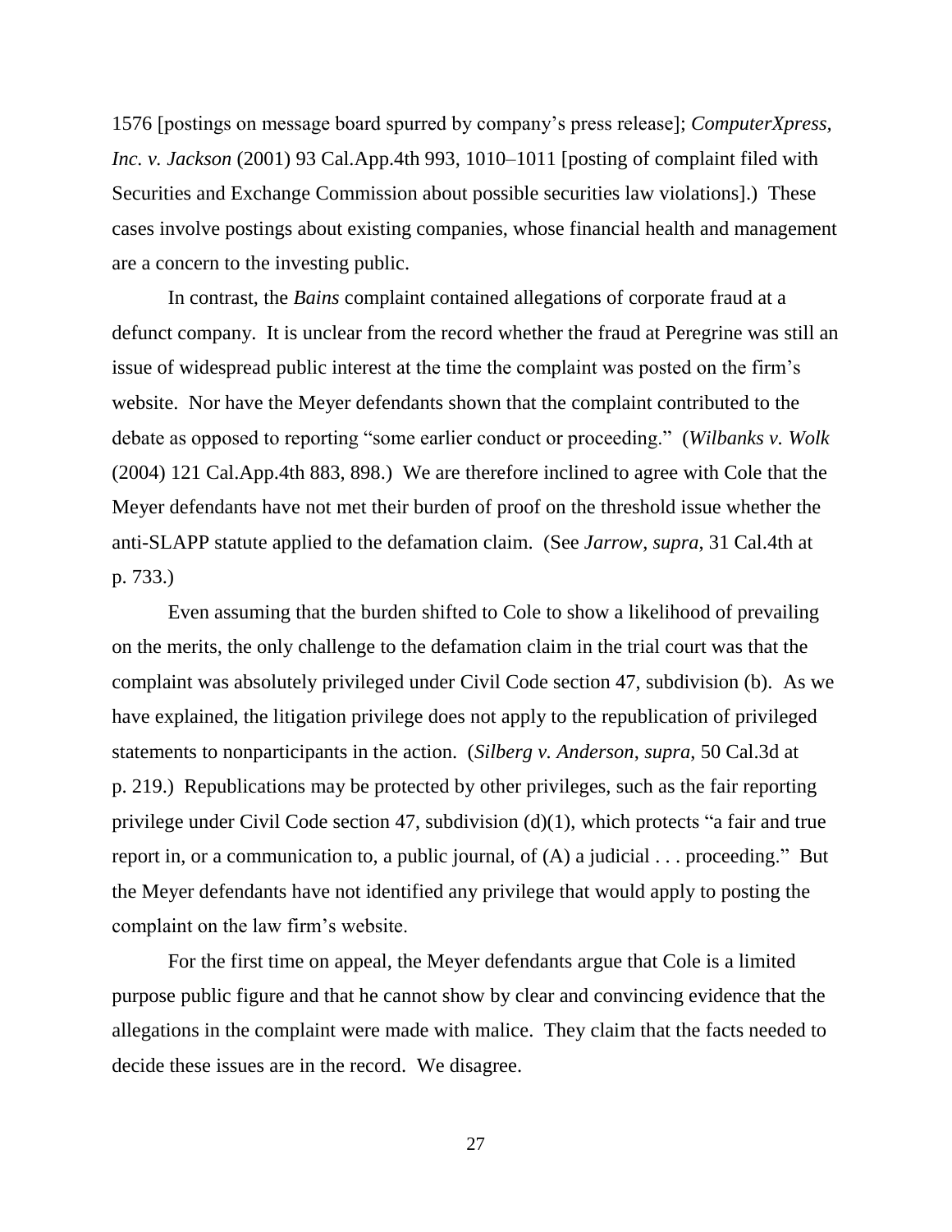1576 [postings on message board spurred by company's press release]; *ComputerXpress, Inc. v. Jackson* (2001) 93 Cal.App.4th 993, 1010–1011 [posting of complaint filed with Securities and Exchange Commission about possible securities law violations].) These cases involve postings about existing companies, whose financial health and management are a concern to the investing public.

In contrast, the *Bains* complaint contained allegations of corporate fraud at a defunct company. It is unclear from the record whether the fraud at Peregrine was still an issue of widespread public interest at the time the complaint was posted on the firm's website. Nor have the Meyer defendants shown that the complaint contributed to the debate as opposed to reporting "some earlier conduct or proceeding." (*Wilbanks v. Wolk* (2004) 121 Cal.App.4th 883, 898.) We are therefore inclined to agree with Cole that the Meyer defendants have not met their burden of proof on the threshold issue whether the anti-SLAPP statute applied to the defamation claim. (See *Jarrow*, *supra*, 31 Cal.4th at p. 733.)

Even assuming that the burden shifted to Cole to show a likelihood of prevailing on the merits, the only challenge to the defamation claim in the trial court was that the complaint was absolutely privileged under Civil Code section 47, subdivision (b). As we have explained, the litigation privilege does not apply to the republication of privileged statements to nonparticipants in the action. (*Silberg v. Anderson*, *supra*, 50 Cal.3d at p. 219.) Republications may be protected by other privileges, such as the fair reporting privilege under Civil Code section 47, subdivision (d)(1), which protects "a fair and true report in, or a communication to, a public journal, of (A) a judicial . . . proceeding." But the Meyer defendants have not identified any privilege that would apply to posting the complaint on the law firm's website.

For the first time on appeal, the Meyer defendants argue that Cole is a limited purpose public figure and that he cannot show by clear and convincing evidence that the allegations in the complaint were made with malice. They claim that the facts needed to decide these issues are in the record. We disagree.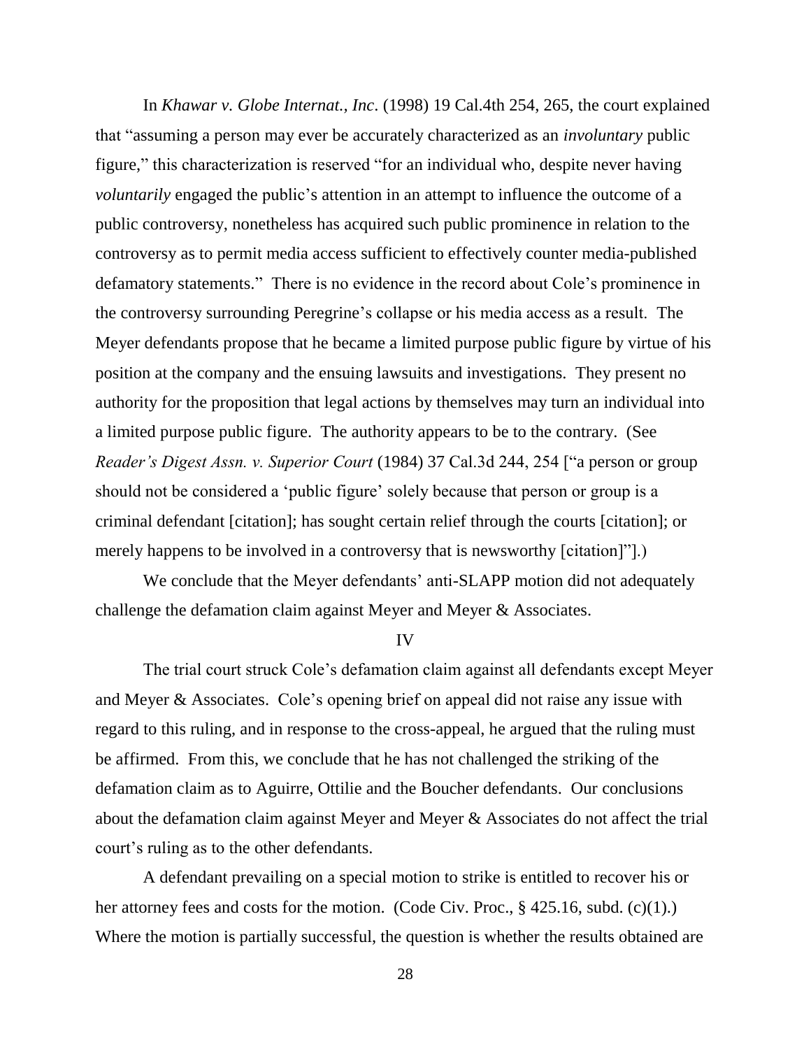In *Khawar v. Globe Internat., Inc*. (1998) 19 Cal.4th 254, 265, the court explained that "assuming a person may ever be accurately characterized as an *involuntary* public figure," this characterization is reserved "for an individual who, despite never having *voluntarily* engaged the public's attention in an attempt to influence the outcome of a public controversy, nonetheless has acquired such public prominence in relation to the controversy as to permit media access sufficient to effectively counter media-published defamatory statements." There is no evidence in the record about Cole's prominence in the controversy surrounding Peregrine's collapse or his media access as a result. The Meyer defendants propose that he became a limited purpose public figure by virtue of his position at the company and the ensuing lawsuits and investigations. They present no authority for the proposition that legal actions by themselves may turn an individual into a limited purpose public figure. The authority appears to be to the contrary. (See *Reader's Digest Assn. v. Superior Court* (1984) 37 Cal.3d 244, 254 ["a person or group should not be considered a 'public figure' solely because that person or group is a criminal defendant [citation]; has sought certain relief through the courts [citation]; or merely happens to be involved in a controversy that is newsworthy [citation]"].)

We conclude that the Meyer defendants' anti-SLAPP motion did not adequately challenge the defamation claim against Meyer and Meyer & Associates.

## IV

The trial court struck Cole's defamation claim against all defendants except Meyer and Meyer & Associates. Cole's opening brief on appeal did not raise any issue with regard to this ruling, and in response to the cross-appeal, he argued that the ruling must be affirmed. From this, we conclude that he has not challenged the striking of the defamation claim as to Aguirre, Ottilie and the Boucher defendants. Our conclusions about the defamation claim against Meyer and Meyer & Associates do not affect the trial court's ruling as to the other defendants.

A defendant prevailing on a special motion to strike is entitled to recover his or her attorney fees and costs for the motion. (Code Civ. Proc., § 425.16, subd. (c)(1).) Where the motion is partially successful, the question is whether the results obtained are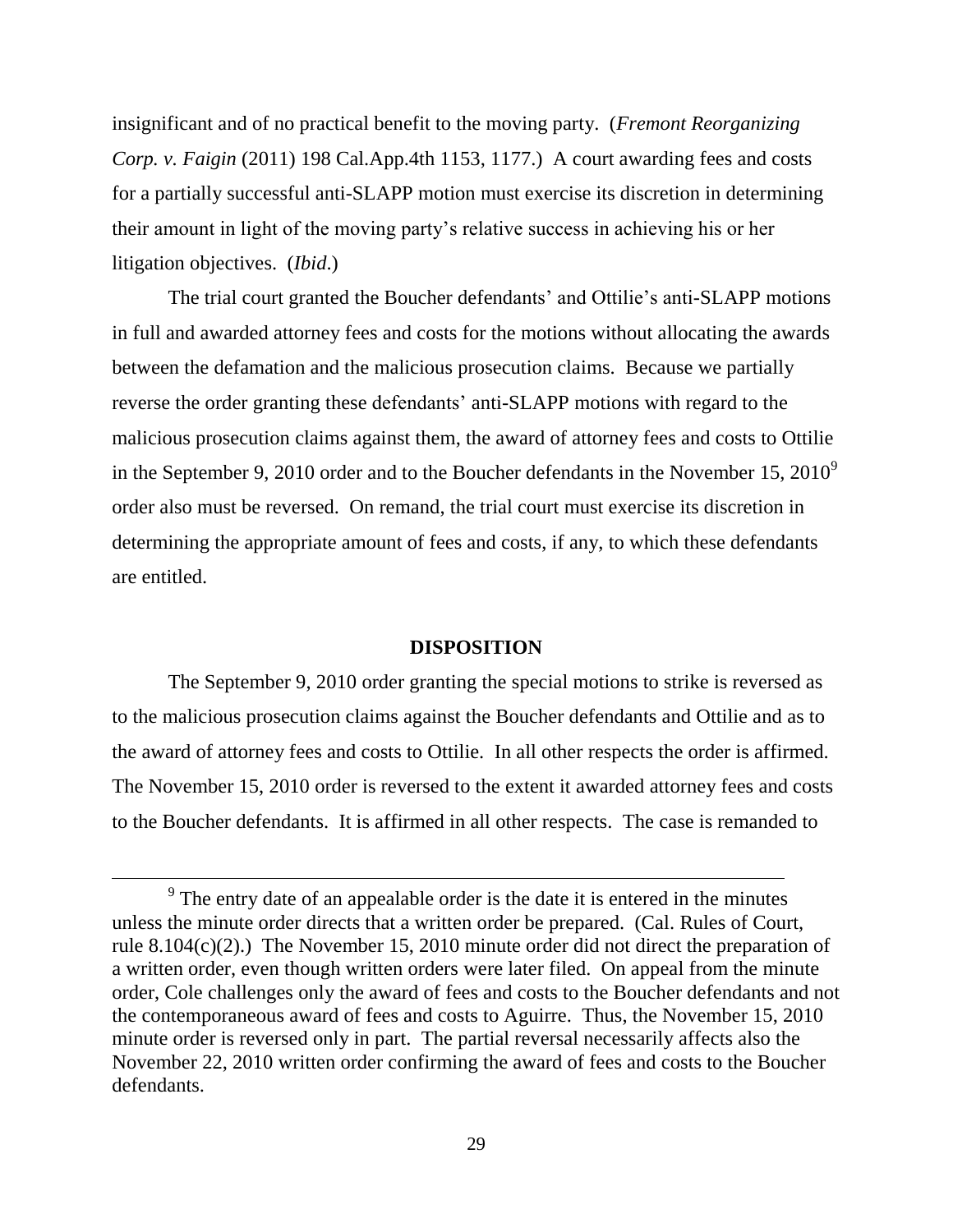insignificant and of no practical benefit to the moving party. (*Fremont Reorganizing Corp. v. Faigin* (2011) 198 Cal.App.4th 1153, 1177.) A court awarding fees and costs for a partially successful anti-SLAPP motion must exercise its discretion in determining their amount in light of the moving party's relative success in achieving his or her litigation objectives. (*Ibid*.)

The trial court granted the Boucher defendants' and Ottilie's anti-SLAPP motions in full and awarded attorney fees and costs for the motions without allocating the awards between the defamation and the malicious prosecution claims. Because we partially reverse the order granting these defendants' anti-SLAPP motions with regard to the malicious prosecution claims against them, the award of attorney fees and costs to Ottilie in the September 9, 2010 order and to the Boucher defendants in the November 15, 2010[9] order also must be reversed. On remand, the trial court must exercise its discretion in determining the appropriate amount of fees and costs, if any, to which these defendants are entitled.

## DISPOSITION

The September 9, 2010 order granting the special motions to strike is reversed as to the malicious prosecution claims against the Boucher defendants and Ottilie and as to the award of attorney fees and costs to Ottilie. In all other respects the order is affirmed. The November 15, 2010 order is reversed to the extent it awarded attorney fees and costs to the Boucher defendants. It is affirmed in all other respects. The case is remanded to

---

[9] The entry date of an appealable order is the date it is entered in the minutes unless the minute order directs that a written order be prepared. (Cal. Rules of Court, rule 8.104(c)(2).) The November 15, 2010 minute order did not direct the preparation of a written order, even though written orders were later filed. On appeal from the minute order, Cole challenges only the award of fees and costs to the Boucher defendants and not the contemporaneous award of fees and costs to Aguirre. Thus, the November 15, 2010 minute order is reversed only in part. The partial reversal necessarily affects also the November 22, 2010 written order confirming the award of fees and costs to the Boucher defendants.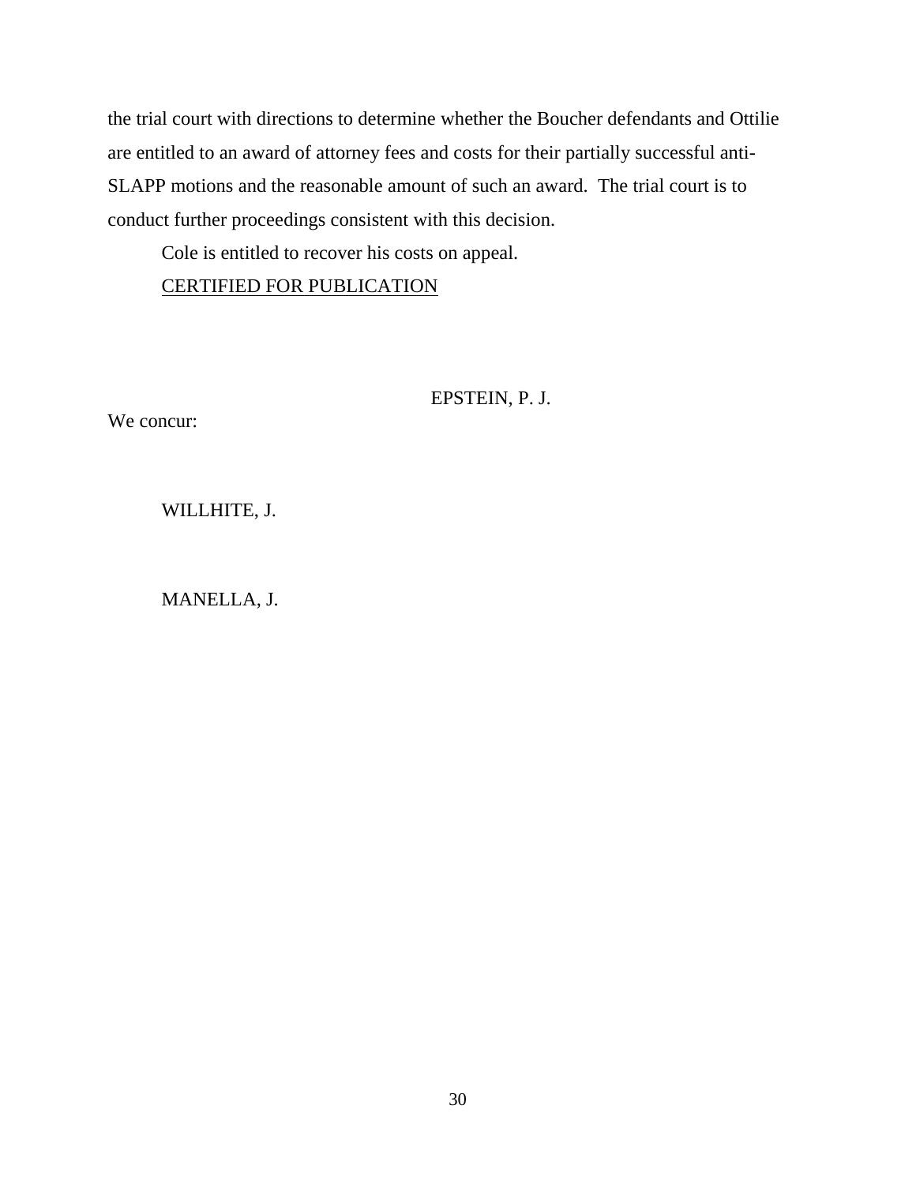the trial court with directions to determine whether the Boucher defendants and Ottilie are entitled to an award of attorney fees and costs for their partially successful anti-SLAPP motions and the reasonable amount of such an award. The trial court is to conduct further proceedings consistent with this decision.

Cole is entitled to recover his costs on appeal.

<u>CERTIFIED FOR PUBLICATION</u>

EPSTEIN, P. J.

We concur:

WILLHITE, J.

MANELLA, J.